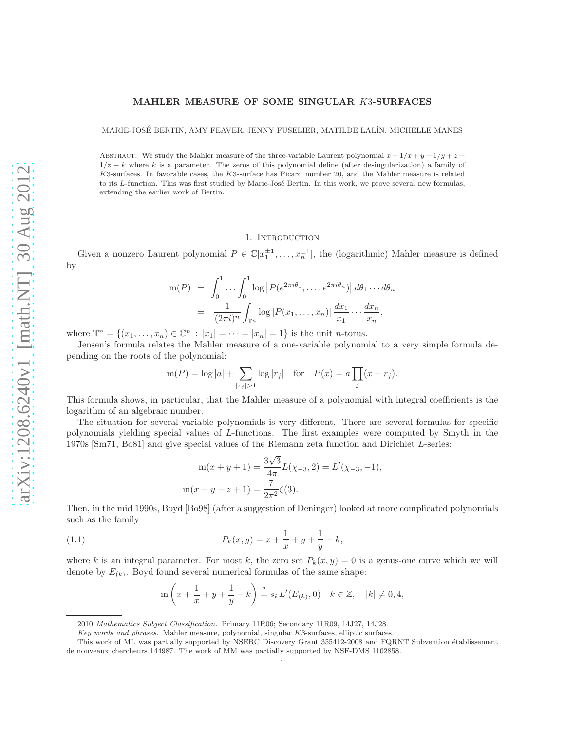# MAHLER MEASURE OF SOME SINGULAR $K3$-SURFACES

MARIE-JOSÉ BERTIN, AMY FEAVER, JENNY FUSELIER, MATILDE LALÍN, MICHELLE MANES

Abstract. We study the Mahler measure of the three-variable Laurent polynomial $x + 1/x + y + 1/y + z + 1/z - k$ where $k$ is a parameter. The zeros of this polynomial define (after desingularization) a family of $K3$-surfaces. In favorable cases, the $K3$-surface has Picard number 20, and the Mahler measure is related to its $L$-function. This was first studied by Marie-José Bertin. In this work, we prove several new formulas, extending the earlier work of Bertin.

## 1. Introduction

Given a nonzero Laurent polynomial $P \in \mathbb{C}[x_1^{\pm 1}, \dots, x_n^{\pm 1}]$, the (logarithmic) Mahler measure is defined by

$$
\begin{aligned}
\mathrm{m}(P) &= \int_0^1 \dots \int_0^1 \log \left| P(e^{2\pi i\theta_1}, \dots, e^{2\pi i\theta_n}) \right| d\theta_1 \cdots d\theta_n \\
&= \frac{1}{(2\pi i)^n} \int_{\mathbb{T}^n} \log |P(x_1, \dots, x_n)| \frac{dx_1}{x_1} \cdots \frac{dx_n}{x_n},
\end{aligned}
$$

where $\mathbb{T}^n = \{(x_1, \dots, x_n) \in \mathbb{C}^n : |x_1| = \dots = |x_n| = 1\}$ is the unit $n$-torus.

Jensen's formula relates the Mahler measure of a one-variable polynomial to a very simple formula depending on the roots of the polynomial:

$$
\mathrm{m}(P) = \log |a| + \sum_{|r_j|>1} \log |r_j| \quad \text{for} \quad P(x) = a \prod_j (x - r_j).
$$

This formula shows, in particular, that the Mahler measure of a polynomial with integral coefficients is the logarithm of an algebraic number.

The situation for several variable polynomials is very different. There are several formulas for specific polynomials yielding special values of $L$-functions. The first examples were computed by Smyth in the 1970s [Sm71, Bo81] and give special values of the Riemann zeta function and Dirichlet $L$-series:

$$
\begin{aligned}
\mathrm{m}(x + y + 1) &= \frac{3\sqrt{3}}{4\pi} L(\chi_{-3}, 2) = L'(\chi_{-3}, -1), \\
\mathrm{m}(x + y + z + 1) &= \frac{7}{2\pi^2} \zeta(3).
\end{aligned}
$$

Then, in the mid 1990s, Boyd [Bo98] (after a suggestion of Deninger) looked at more complicated polynomials such as the family

$$
P_k(x, y) = x + \frac{1}{x} + y + \frac{1}{y} - k, \tag{1.1}
$$

where $k$ is an integral parameter. For most $k$, the zero set $P_k(x, y) = 0$ is a genus-one curve which we will denote by $E_{(k)}$. Boyd found several numerical formulas of the same shape:

$$
\mathrm{m}\left( x + \frac{1}{x} + y + \frac{1}{y} - k \right) \stackrel{?}{=} s_k L'(E_{(k)}, 0) \quad k \in \mathbb{Z}, \quad |k| \neq 0, 4,
$$

2010 *Mathematics Subject Classification.* Primary 11R06; Secondary 11R09, 14J27, 14J28.

*Key words and phrases.* Mahler measure, polynomial, singular $K3$-surfaces, elliptic surfaces.

This work of ML was partially supported by NSERC Discovery Grant 355412-2008 and FQRNT Subvention établissement de nouveaux chercheurs 144987. The work of MM was partially supported by NSF-DMS 1102858.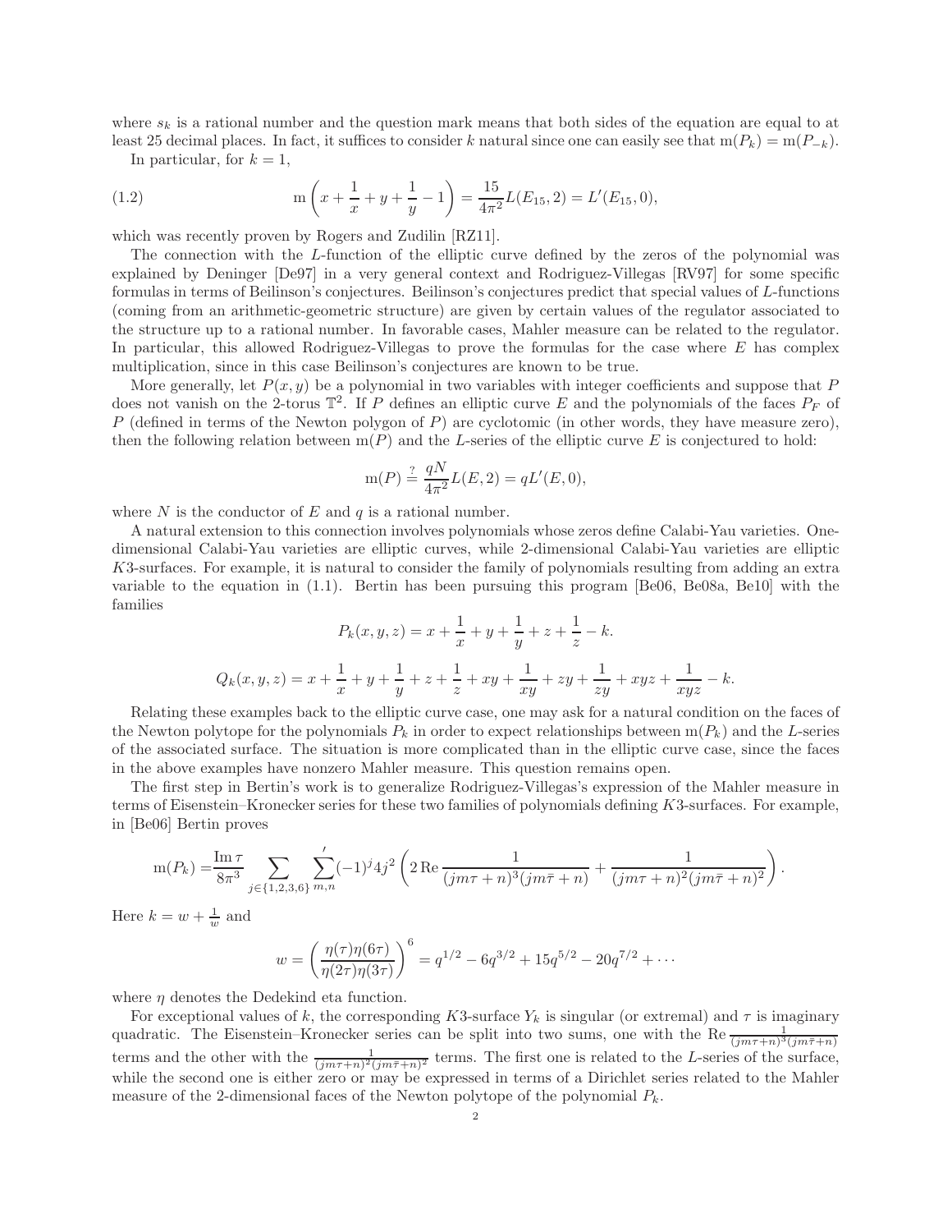where $s_k$ is a rational number and the question mark means that both sides of the equation are equal to at least 25 decimal places. In fact, it suffices to consider $k$ natural since one can easily see that $\mathrm{m}(P_k) = \mathrm{m}(P_{-k})$.

In particular, for $k = 1$,

$$\mathrm{m}\left(x + \frac{1}{x} + y + \frac{1}{y} - 1\right) = \frac{15}{4\pi^2} L(E_{15}, 2) = L'(E_{15}, 0), \tag{1.2}$$

which was recently proven by Rogers and Zudilin [RZ11].

The connection with the $L$-function of the elliptic curve defined by the zeros of the polynomial was explained by Deninger [De97] in a very general context and Rodriguez-Villegas [RV97] for some specific formulas in terms of Beilinson's conjectures. Beilinson's conjectures predict that special values of $L$-functions (coming from an arithmetic-geometric structure) are given by certain values of the regulator associated to the structure up to a rational number. In favorable cases, Mahler measure can be related to the regulator. In particular, this allowed Rodriguez-Villegas to prove the formulas for the case where $E$ has complex multiplication, since in this case Beilinson's conjectures are known to be true.

More generally, let $P(x, y)$ be a polynomial in two variables with integer coefficients and suppose that $P$ does not vanish on the 2-torus $\mathbb{T}^2$. If $P$ defines an elliptic curve $E$ and the polynomials of the faces $P_F$ of $P$ (defined in terms of the Newton polygon of $P$) are cyclotomic (in other words, they have measure zero), then the following relation between $\mathrm{m}(P)$ and the $L$-series of the elliptic curve $E$ is conjectured to hold:

$$\mathrm{m}(P) \stackrel{?}{=} \frac{qN}{4\pi^2} L(E, 2) = qL'(E, 0),$$

where $N$ is the conductor of $E$ and $q$ is a rational number.

A natural extension to this connection involves polynomials whose zeros define Calabi-Yau varieties. One-dimensional Calabi-Yau varieties are elliptic curves, while 2-dimensional Calabi-Yau varieties are elliptic $K3$-surfaces. For example, it is natural to consider the family of polynomials resulting from adding an extra variable to the equation in (1.1). Bertin has been pursuing this program [Be06, Be08a, Be10] with the families

$$P_k(x, y, z) = x + \frac{1}{x} + y + \frac{1}{y} + z + \frac{1}{z} - k.$$

$$Q_k(x, y, z) = x + \frac{1}{x} + y + \frac{1}{y} + z + \frac{1}{z} + xy + \frac{1}{xy} + zy + \frac{1}{zy} + xyz + \frac{1}{xyz} - k.$$

Relating these examples back to the elliptic curve case, one may ask for a natural condition on the faces of the Newton polytope for the polynomials $P_k$ in order to expect relationships between $\mathrm{m}(P_k)$ and the $L$-series of the associated surface. The situation is more complicated than in the elliptic curve case, since the faces in the above examples have nonzero Mahler measure. This question remains open.

The first step in Bertin's work is to generalize Rodriguez-Villegas's expression of the Mahler measure in terms of Eisenstein–Kronecker series for these two families of polynomials defining $K3$-surfaces. For example, in [Be06] Bertin proves

$$\mathrm{m}(P_k) = \frac{\operatorname{Im}\tau}{8\pi^3} \sum_{j\in\{1,2,3,6\}} \sideset{}{'}\sum_{m,n} (-1)^j 4j^2 \left(2\operatorname{Re}\frac{1}{(jm\tau + n)^3(jm\bar{\tau} + n)} + \frac{1}{(jm\tau + n)^2(jm\bar{\tau} + n)^2}\right).$$

Here $k = w + \frac{1}{w}$ and

$$w = \left(\frac{\eta(\tau)\eta(6\tau)}{\eta(2\tau)\eta(3\tau)}\right)^6 = q^{1/2} - 6q^{3/2} + 15q^{5/2} - 20q^{7/2} + \cdots$$

where $\eta$ denotes the Dedekind eta function.

For exceptional values of $k$, the corresponding $K3$-surface $Y_k$ is singular (or extremal) and $\tau$ is imaginary quadratic. The Eisenstein–Kronecker series can be split into two sums, one with the $\operatorname{Re}\frac{1}{(jm\tau+n)^3(jm\bar{\tau}+n)}$ terms and the other with the $\frac{1}{(jm\tau+n)^2(jm\bar{\tau}+n)^2}$ terms. The first one is related to the $L$-series of the surface, while the second one is either zero or may be expressed in terms of a Dirichlet series related to the Mahler measure of the 2-dimensional faces of the Newton polytope of the polynomial $P_k$.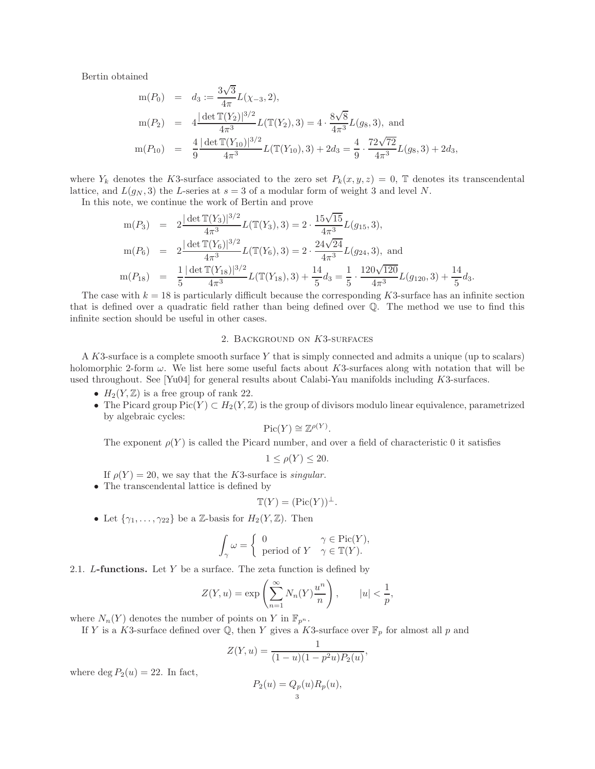Bertin obtained

$$
\begin{aligned}
\mathrm{m}(P_0) &= d_3 := \frac{3\sqrt{3}}{4\pi} L(\chi_{-3}, 2), \\
\mathrm{m}(P_2) &= 4\frac{|\det \mathbb{T}(Y_2)|^{3/2}}{4\pi^3} L(\mathbb{T}(Y_2), 3) = 4 \cdot \frac{8\sqrt{8}}{4\pi^3} L(g_8, 3), \text{ and} \\
\mathrm{m}(P_{10}) &= \frac{4}{9}\frac{|\det \mathbb{T}(Y_{10})|^{3/2}}{4\pi^3} L(\mathbb{T}(Y_{10}), 3) + 2d_3 = \frac{4}{9} \cdot \frac{72\sqrt{72}}{4\pi^3} L(g_8, 3) + 2d_3,
\end{aligned}
$$

where $Y_k$ denotes the $K3$-surface associated to the zero set $P_k(x, y, z) = 0$, $\mathbb{T}$ denotes its transcendental lattice, and $L(g_N, 3)$ the $L$-series at $s = 3$ of a modular form of weight 3 and level $N$.

In this note, we continue the work of Bertin and prove

$$
\begin{aligned}
\mathrm{m}(P_3) &= 2\frac{|\det \mathbb{T}(Y_3)|^{3/2}}{4\pi^3} L(\mathbb{T}(Y_3), 3) = 2 \cdot \frac{15\sqrt{15}}{4\pi^3} L(g_{15}, 3), \\
\mathrm{m}(P_6) &= 2\frac{|\det \mathbb{T}(Y_6)|^{3/2}}{4\pi^3} L(\mathbb{T}(Y_6), 3) = 2 \cdot \frac{24\sqrt{24}}{4\pi^3} L(g_{24}, 3), \text{ and} \\
\mathrm{m}(P_{18}) &= \frac{1}{5}\frac{|\det \mathbb{T}(Y_{18})|^{3/2}}{4\pi^3} L(\mathbb{T}(Y_{18}), 3) + \frac{14}{5}d_3 = \frac{1}{5} \cdot \frac{120\sqrt{120}}{4\pi^3} L(g_{120}, 3) + \frac{14}{5}d_3.
\end{aligned}
$$

The case with $k = 18$ is particularly difficult because the corresponding $K3$-surface has an infinite section that is defined over a quadratic field rather than being defined over $\mathbb{Q}$. The method we use to find this infinite section should be useful in other cases.

## 2. Background on $K3$-surfaces

A $K3$-surface is a complete smooth surface $Y$ that is simply connected and admits a unique (up to scalars) holomorphic 2-form $\omega$. We list here some useful facts about $K3$-surfaces along with notation that will be used throughout. See [Yu04] for general results about Calabi-Yau manifolds including $K3$-surfaces.

- $H_2(Y, \mathbb{Z})$ is a free group of rank 22.
- The Picard group $\mathrm{Pic}(Y) \subset H_2(Y, \mathbb{Z})$ is the group of divisors modulo linear equivalence, parametrized by algebraic cycles:

$$\mathrm{Pic}(Y) \cong \mathbb{Z}^{\rho(Y)}.$$

  The exponent $\rho(Y)$ is called the Picard number, and over a field of characteristic 0 it satisfies

$$1 \leq \rho(Y) \leq 20.$$

  If $\rho(Y) = 20$, we say that the $K3$-surface is *singular*.
- The transcendental lattice is defined by

$$\mathbb{T}(Y) = (\mathrm{Pic}(Y))^{\perp}.$$

- Let $\{\gamma_1, \ldots, \gamma_{22}\}$ be a $\mathbb{Z}$-basis for $H_2(Y, \mathbb{Z})$. Then

$$\int_\gamma \omega = \begin{cases} 0 & \gamma \in \mathrm{Pic}(Y), \\ \text{period of } Y & \gamma \in \mathbb{T}(Y). \end{cases}$$

2.1. **$L$-functions.** Let $Y$ be a surface. The zeta function is defined by

$$Z(Y, u) = \exp\left(\sum_{n=1}^{\infty} N_n(Y)\frac{u^n}{n}\right), \qquad |u| < \frac{1}{p},$$

where $N_n(Y)$ denotes the number of points on $Y$ in $\mathbb{F}_{p^n}$.

If $Y$ is a $K3$-surface defined over $\mathbb{Q}$, then $Y$ gives a $K3$-surface over $\mathbb{F}_p$ for almost all $p$ and

$$Z(Y, u) = \frac{1}{(1-u)(1-p^2u)P_2(u)},$$

where $\deg P_2(u) = 22$. In fact,

$$P_2(u) = Q_p(u)R_p(u),$$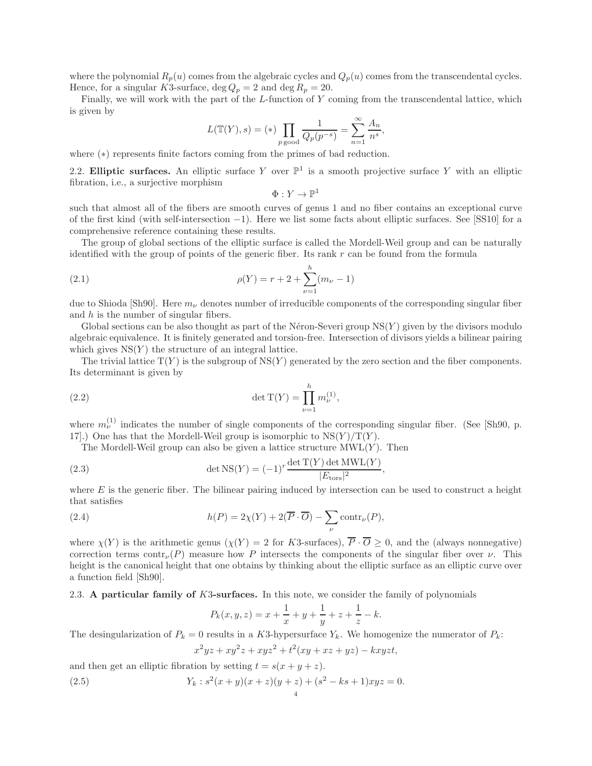where the polynomial $R_p(u)$ comes from the algebraic cycles and $Q_p(u)$ comes from the transcendental cycles. Hence, for a singular $K3$-surface, $\deg Q_p = 2$ and $\deg R_p = 20$.

Finally, we will work with the part of the $L$-function of $Y$ coming from the transcendental lattice, which is given by

$$L(\mathbb{T}(Y), s) = (*) \prod_{p\,\text{good}} \frac{1}{Q_p(p^{-s})} = \sum_{n=1}^{\infty} \frac{A_n}{n^s},$$

where $(*)$ represents finite factors coming from the primes of bad reduction.

## 2.2. Elliptic surfaces.

An elliptic surface $Y$ over $\mathbb{P}^1$ is a smooth projective surface $Y$ with an elliptic fibration, i.e., a surjective morphism

$$\Phi : Y \to \mathbb{P}^1$$

such that almost all of the fibers are smooth curves of genus 1 and no fiber contains an exceptional curve of the first kind (with self-intersection $-1$). Here we list some facts about elliptic surfaces. See [SS10] for a comprehensive reference containing these results.

The group of global sections of the elliptic surface is called the Mordell-Weil group and can be naturally identified with the group of points of the generic fiber. Its rank $r$ can be found from the formula

$$\rho(Y) = r + 2 + \sum_{\nu=1}^{h} (m_\nu - 1) \tag{2.1}$$

due to Shioda [Sh90]. Here $m_\nu$ denotes number of irreducible components of the corresponding singular fiber and $h$ is the number of singular fibers.

Global sections can be also thought as part of the Néron-Severi group $\mathrm{NS}(Y)$ given by the divisors modulo algebraic equivalence. It is finitely generated and torsion-free. Intersection of divisors yields a bilinear pairing which gives $\mathrm{NS}(Y)$ the structure of an integral lattice.

The trivial lattice $\mathrm{T}(Y)$ is the subgroup of $\mathrm{NS}(Y)$ generated by the zero section and the fiber components. Its determinant is given by

$$\det \mathrm{T}(Y) = \prod_{\nu=1}^{h} m_\nu^{(1)}, \tag{2.2}$$

where $m_\nu^{(1)}$ indicates the number of single components of the corresponding singular fiber. (See [Sh90, p. 17].) One has that the Mordell-Weil group is isomorphic to $\mathrm{NS}(Y)/\mathrm{T}(Y)$.

The Mordell-Weil group can also be given a lattice structure $\mathrm{MWL}(Y)$. Then

$$\det \mathrm{NS}(Y) = (-1)^r \frac{\det \mathrm{T}(Y) \det \mathrm{MWL}(Y)}{|E_{\mathrm{tors}}|^2}, \tag{2.3}$$

where $E$ is the generic fiber. The bilinear pairing induced by intersection can be used to construct a height that satisfies

$$h(P) = 2\chi(Y) + 2(\overline{P} \cdot \overline{O}) - \sum_{\nu} \mathrm{contr}_\nu(P), \tag{2.4}$$

where $\chi(Y)$ is the arithmetic genus ($\chi(Y) = 2$ for $K3$-surfaces), $\overline{P} \cdot \overline{O} \geq 0$, and the (always nonnegative) correction terms $\mathrm{contr}_\nu(P)$ measure how $P$ intersects the components of the singular fiber over $\nu$. This height is the canonical height that one obtains by thinking about the elliptic surface as an elliptic curve over a function field [Sh90].

## 2.3. A particular family of $K3$-surfaces.

In this note, we consider the family of polynomials

$$P_k(x, y, z) = x + \frac{1}{x} + y + \frac{1}{y} + z + \frac{1}{z} - k.$$

The desingularization of $P_k = 0$ results in a $K3$-hypersurface $Y_k$. We homogenize the numerator of $P_k$:

$$x^2yz + xy^2z + xyz^2 + t^2(xy + xz + yz) - kxyzt,$$

and then get an elliptic fibration by setting $t = s(x + y + z)$.

$$Y_k : s^2(x + y)(x + z)(y + z) + (s^2 - ks + 1)xyz = 0. \tag{2.5}$$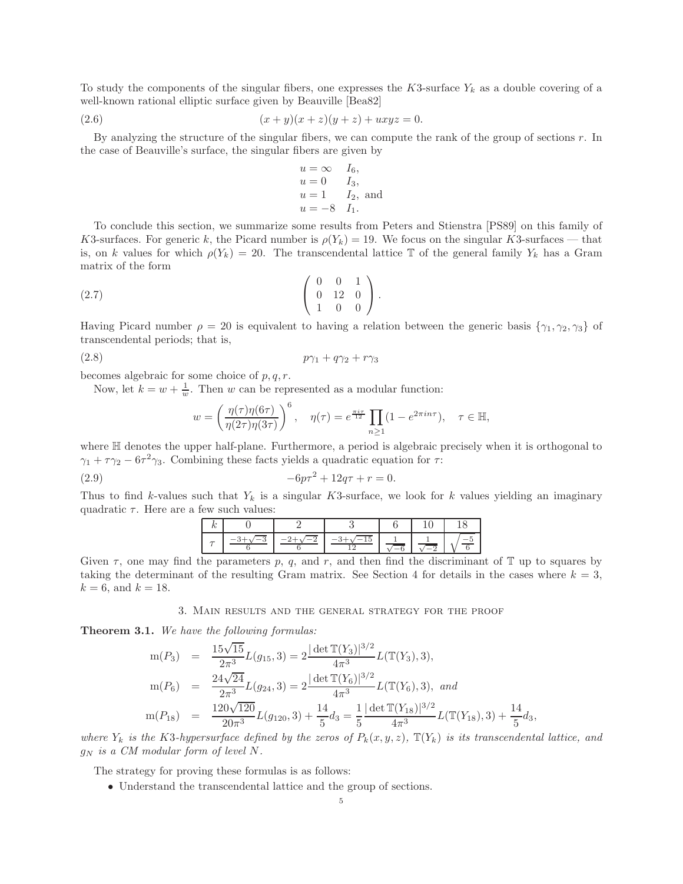To study the components of the singular fibers, one expresses the $K3$-surface $Y_k$ as a double covering of a well-known rational elliptic surface given by Beauville [Bea82]

$$(x+y)(x+z)(y+z)+uxyz=0. \tag{2.6}$$

By analyzing the structure of the singular fibers, we can compute the rank of the group of sections $r$. In the case of Beauville's surface, the singular fibers are given by

$$\begin{array}{ll} u=\infty & I_6, \\ u=0 & I_3, \\ u=1 & I_2, \text{ and} \\ u=-8 & I_1. \end{array}$$

To conclude this section, we summarize some results from Peters and Stienstra [PS89] on this family of $K3$-surfaces. For generic $k$, the Picard number is $\rho(Y_k)=19$. We focus on the singular $K3$-surfaces — that is, on $k$ values for which $\rho(Y_k)=20$. The transcendental lattice $\mathbb{T}$ of the general family $Y_k$ has a Gram matrix of the form

$$\begin{pmatrix} 0 & 0 & 1 \\ 0 & 12 & 0 \\ 1 & 0 & 0 \end{pmatrix}. \tag{2.7}$$

Having Picard number $\rho=20$ is equivalent to having a relation between the generic basis $\{\gamma_1,\gamma_2,\gamma_3\}$ of transcendental periods; that is,

$$p\gamma_1+q\gamma_2+r\gamma_3 \tag{2.8}$$

becomes algebraic for some choice of $p,q,r$.

Now, let $k=w+\frac{1}{w}$. Then $w$ can be represented as a modular function:

$$w=\left(\frac{\eta(\tau)\eta(6\tau)}{\eta(2\tau)\eta(3\tau)}\right)^6, \quad \eta(\tau)=e^{\frac{\pi i\tau}{12}}\prod_{n\geq 1}(1-e^{2\pi i n\tau}), \quad \tau\in\mathbb{H},$$

where $\mathbb{H}$ denotes the upper half-plane. Furthermore, a period is algebraic precisely when it is orthogonal to $\gamma_1+\tau\gamma_2-6\tau^2\gamma_3$. Combining these facts yields a quadratic equation for $\tau$:

$$-6p\tau^2+12q\tau+r=0. \tag{2.9}$$

Thus to find $k$-values such that $Y_k$ is a singular $K3$-surface, we look for $k$ values yielding an imaginary quadratic $\tau$. Here are a few such values:

| $k$ | $0$ | $2$ | $3$ | $6$ | $10$ | $18$ |
|---|---|---|---|---|---|---|
| $\tau$ | $\frac{-3+\sqrt{-3}}{6}$ | $\frac{-2+\sqrt{-2}}{6}$ | $\frac{-3+\sqrt{-15}}{12}$ | $\frac{1}{\sqrt{-6}}$ | $\frac{1}{\sqrt{-2}}$ | $\sqrt{\frac{-5}{6}}$ |

Given $\tau$, one may find the parameters $p$, $q$, and $r$, and then find the discriminant of $\mathbb{T}$ up to squares by taking the determinant of the resulting Gram matrix. See Section 4 for details in the cases where $k=3$, $k=6$, and $k=18$.

## 3. Main results and the general strategy for the proof

**Theorem 3.1.** *We have the following formulas:*

$$\begin{aligned}
\mathrm{m}(P_3) &= \frac{15\sqrt{15}}{2\pi^3}L(g_{15},3)=2\frac{|\det\mathbb{T}(Y_3)|^{3/2}}{4\pi^3}L(\mathbb{T}(Y_3),3), \\
\mathrm{m}(P_6) &= \frac{24\sqrt{24}}{2\pi^3}L(g_{24},3)=2\frac{|\det\mathbb{T}(Y_6)|^{3/2}}{4\pi^3}L(\mathbb{T}(Y_6),3), \text{ and} \\
\mathrm{m}(P_{18}) &= \frac{120\sqrt{120}}{20\pi^3}L(g_{120},3)+\frac{14}{5}d_3=\frac{1}{5}\frac{|\det\mathbb{T}(Y_{18})|^{3/2}}{4\pi^3}L(\mathbb{T}(Y_{18}),3)+\frac{14}{5}d_3,
\end{aligned}$$

*where $Y_k$ is the $K3$-hypersurface defined by the zeros of $P_k(x,y,z)$, $\mathbb{T}(Y_k)$ is its transcendental lattice, and $g_N$ is a CM modular form of level $N$.*

The strategy for proving these formulas is as follows:

- Understand the transcendental lattice and the group of sections.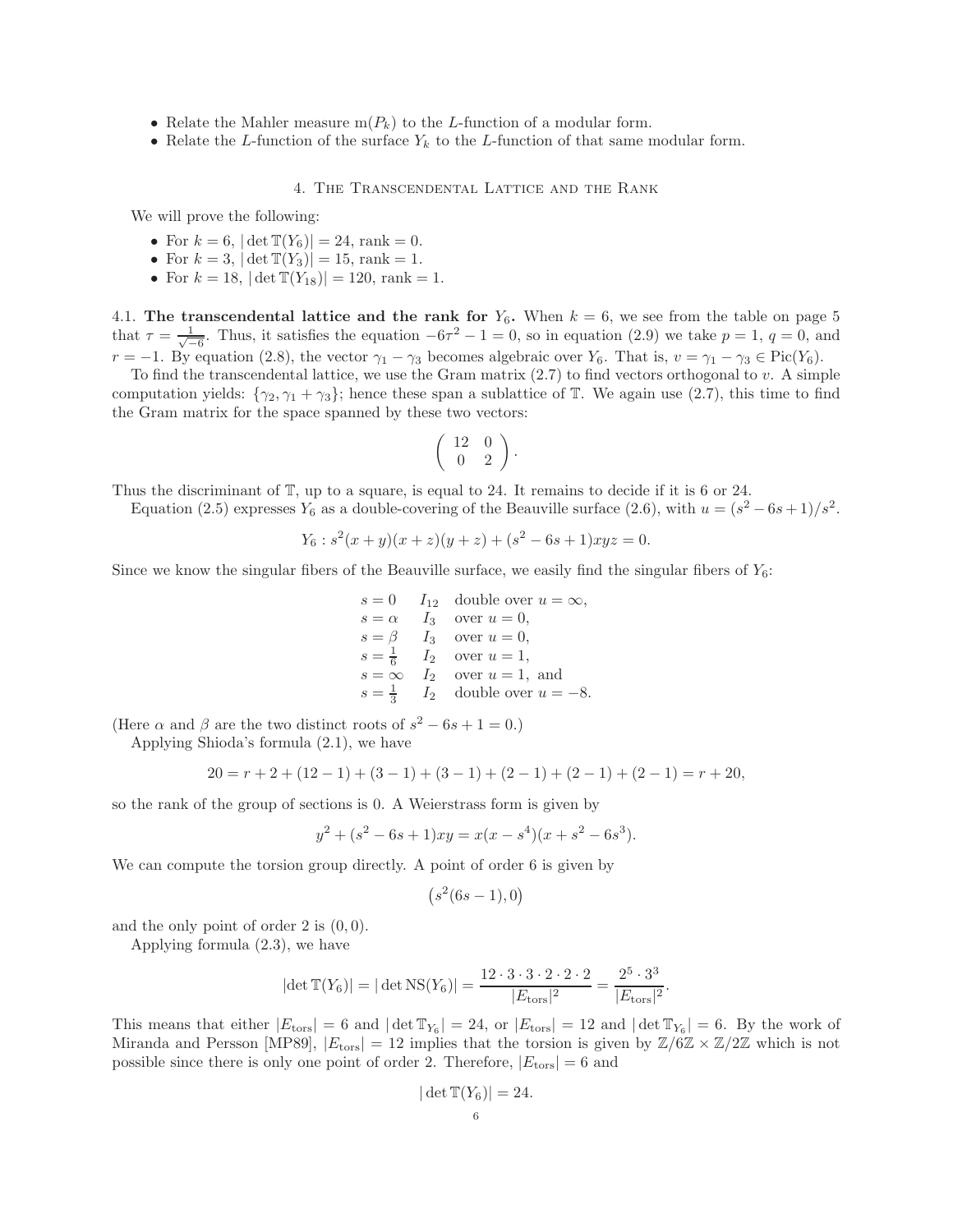- Relate the Mahler measure $\mathrm{m}(P_k)$ to the $L$-function of a modular form.
- Relate the $L$-function of the surface $Y_k$ to the $L$-function of that same modular form.

## 4. The Transcendental Lattice and the Rank

We will prove the following:

- For $k = 6$, $|\det \mathbb{T}(Y_6)| = 24$, rank $= 0$.
- For $k = 3$, $|\det \mathbb{T}(Y_3)| = 15$, rank $= 1$.
- For $k = 18$, $|\det \mathbb{T}(Y_{18})| = 120$, rank $= 1$.

**4.1. The transcendental lattice and the rank for $Y_6$.** When $k = 6$, we see from the table on page 5 that $\tau = \frac{1}{\sqrt{-6}}$. Thus, it satisfies the equation $-6\tau^2 - 1 = 0$, so in equation (2.9) we take $p = 1$, $q = 0$, and $r = -1$. By equation (2.8), the vector $\gamma_1 - \gamma_3$ becomes algebraic over $Y_6$. That is, $v = \gamma_1 - \gamma_3 \in \mathrm{Pic}(Y_6)$.

To find the transcendental lattice, we use the Gram matrix (2.7) to find vectors orthogonal to $v$. A simple computation yields: $\{\gamma_2, \gamma_1 + \gamma_3\}$; hence these span a sublattice of $\mathbb{T}$. We again use (2.7), this time to find the Gram matrix for the space spanned by these two vectors:

$$\begin{pmatrix} 12 & 0 \\ 0 & 2 \end{pmatrix}.$$

Thus the discriminant of $\mathbb{T}$, up to a square, is equal to 24. It remains to decide if it is 6 or 24.

Equation (2.5) expresses $Y_6$ as a double-covering of the Beauville surface (2.6), with $u = (s^2 - 6s + 1)/s^2$.

$$Y_6 : s^2(x+y)(x+z)(y+z) + (s^2 - 6s + 1)xyz = 0.$$

Since we know the singular fibers of the Beauville surface, we easily find the singular fibers of $Y_6$:

$$\begin{array}{lll} s = 0 & I_{12} & \text{double over } u = \infty, \\ s = \alpha & I_3 & \text{over } u = 0, \\ s = \beta & I_3 & \text{over } u = 0, \\ s = \frac{1}{6} & I_2 & \text{over } u = 1, \\ s = \infty & I_2 & \text{over } u = 1, \text{ and} \\ s = \frac{1}{3} & I_2 & \text{double over } u = -8. \end{array}$$

(Here $\alpha$ and $\beta$ are the two distinct roots of $s^2 - 6s + 1 = 0$.)

Applying Shioda's formula (2.1), we have

$$20 = r + 2 + (12-1) + (3-1) + (3-1) + (2-1) + (2-1) + (2-1) = r + 20,$$

so the rank of the group of sections is 0. A Weierstrass form is given by

$$y^2 + (s^2 - 6s + 1)xy = x(x - s^4)(x + s^2 - 6s^3).$$

We can compute the torsion group directly. A point of order 6 is given by

$$\left(s^2(6s-1), 0\right)$$

and the only point of order 2 is $(0,0)$.

Applying formula (2.3), we have

$$|\det \mathbb{T}(Y_6)| = |\det \mathrm{NS}(Y_6)| = \frac{12 \cdot 3 \cdot 3 \cdot 2 \cdot 2 \cdot 2}{|E_{\mathrm{tors}}|^2} = \frac{2^5 \cdot 3^3}{|E_{\mathrm{tors}}|^2}.$$

This means that either $|E_{\mathrm{tors}}| = 6$ and $|\det \mathbb{T}_{Y_6}| = 24$, or $|E_{\mathrm{tors}}| = 12$ and $|\det \mathbb{T}_{Y_6}| = 6$. By the work of Miranda and Persson [MP89], $|E_{\mathrm{tors}}| = 12$ implies that the torsion is given by $\mathbb{Z}/6\mathbb{Z} \times \mathbb{Z}/2\mathbb{Z}$ which is not possible since there is only one point of order 2. Therefore, $|E_{\mathrm{tors}}| = 6$ and

$$|\det \mathbb{T}(Y_6)| = 24.$$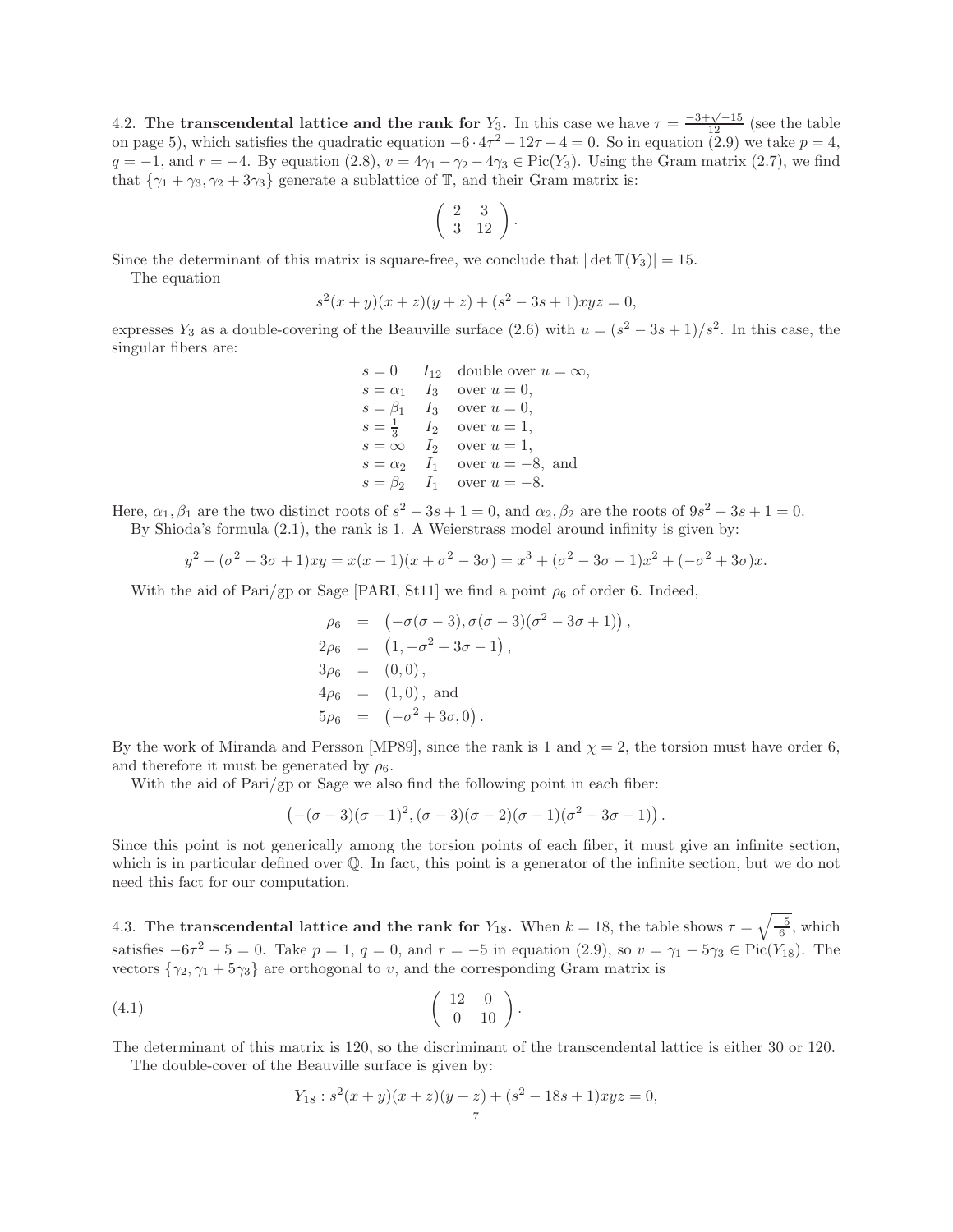4.2. **The transcendental lattice and the rank for $Y_3$.** In this case we have $\tau = \frac{-3+\sqrt{-15}}{12}$ (see the table on page 5), which satisfies the quadratic equation $-6 \cdot 4\tau^2 - 12\tau - 4 = 0$. So in equation (2.9) we take $p = 4$, $q = -1$, and $r = -4$. By equation (2.8), $v = 4\gamma_1 - \gamma_2 - 4\gamma_3 \in \mathrm{Pic}(Y_3)$. Using the Gram matrix (2.7), we find that $\{\gamma_1 + \gamma_3, \gamma_2 + 3\gamma_3\}$ generate a sublattice of $\mathbb{T}$, and their Gram matrix is:

$$\begin{pmatrix} 2 & 3 \\ 3 & 12 \end{pmatrix}.$$

Since the determinant of this matrix is square-free, we conclude that $|\det \mathbb{T}(Y_3)| = 15$.

The equation

$$s^2(x+y)(x+z)(y+z) + (s^2 - 3s + 1)xyz = 0,$$

expresses $Y_3$ as a double-covering of the Beauville surface (2.6) with $u = (s^2 - 3s + 1)/s^2$. In this case, the singular fibers are:

$$\begin{array}{lll}
s = 0 & I_{12} & \text{double over } u = \infty, \\
s = \alpha_1 & I_3 & \text{over } u = 0, \\
s = \beta_1 & I_3 & \text{over } u = 0, \\
s = \frac{1}{3} & I_2 & \text{over } u = 1, \\
s = \infty & I_2 & \text{over } u = 1, \\
s = \alpha_2 & I_1 & \text{over } u = -8, \text{ and} \\
s = \beta_2 & I_1 & \text{over } u = -8.
\end{array}$$

Here, $\alpha_1, \beta_1$ are the two distinct roots of $s^2 - 3s + 1 = 0$, and $\alpha_2, \beta_2$ are the roots of $9s^2 - 3s + 1 = 0$.

By Shioda's formula (2.1), the rank is 1. A Weierstrass model around infinity is given by:

$$y^2 + (\sigma^2 - 3\sigma + 1)xy = x(x-1)(x + \sigma^2 - 3\sigma) = x^3 + (\sigma^2 - 3\sigma - 1)x^2 + (-\sigma^2 + 3\sigma)x.$$

With the aid of Pari/gp or Sage [PARI, St11] we find a point $\rho_6$ of order 6. Indeed,

$$\begin{aligned}
\rho_6 &= \left(-\sigma(\sigma - 3), \sigma(\sigma - 3)(\sigma^2 - 3\sigma + 1)\right), \\
2\rho_6 &= \left(1, -\sigma^2 + 3\sigma - 1\right), \\
3\rho_6 &= (0, 0), \\
4\rho_6 &= (1, 0), \text{ and} \\
5\rho_6 &= \left(-\sigma^2 + 3\sigma, 0\right).
\end{aligned}$$

By the work of Miranda and Persson [MP89], since the rank is 1 and $\chi = 2$, the torsion must have order 6, and therefore it must be generated by $\rho_6$.

With the aid of Pari/gp or Sage we also find the following point in each fiber:

$$\left(-(\sigma - 3)(\sigma - 1)^2, (\sigma - 3)(\sigma - 2)(\sigma - 1)(\sigma^2 - 3\sigma + 1)\right).$$

Since this point is not generically among the torsion points of each fiber, it must give an infinite section, which is in particular defined over $\mathbb{Q}$. In fact, this point is a generator of the infinite section, but we do not need this fact for our computation.

4.3. **The transcendental lattice and the rank for $Y_{18}$.** When $k = 18$, the table shows $\tau = \sqrt{\frac{-5}{6}}$, which satisfies $-6\tau^2 - 5 = 0$. Take $p = 1$, $q = 0$, and $r = -5$ in equation (2.9), so $v = \gamma_1 - 5\gamma_3 \in \mathrm{Pic}(Y_{18})$. The vectors $\{\gamma_2, \gamma_1 + 5\gamma_3\}$ are orthogonal to $v$, and the corresponding Gram matrix is

$$\begin{pmatrix} 12 & 0 \\ 0 & 10 \end{pmatrix}. \tag{4.1}$$

The determinant of this matrix is 120, so the discriminant of the transcendental lattice is either 30 or 120.

The double-cover of the Beauville surface is given by:

$$Y_{18} : s^2(x+y)(x+z)(y+z) + (s^2 - 18s + 1)xyz = 0,$$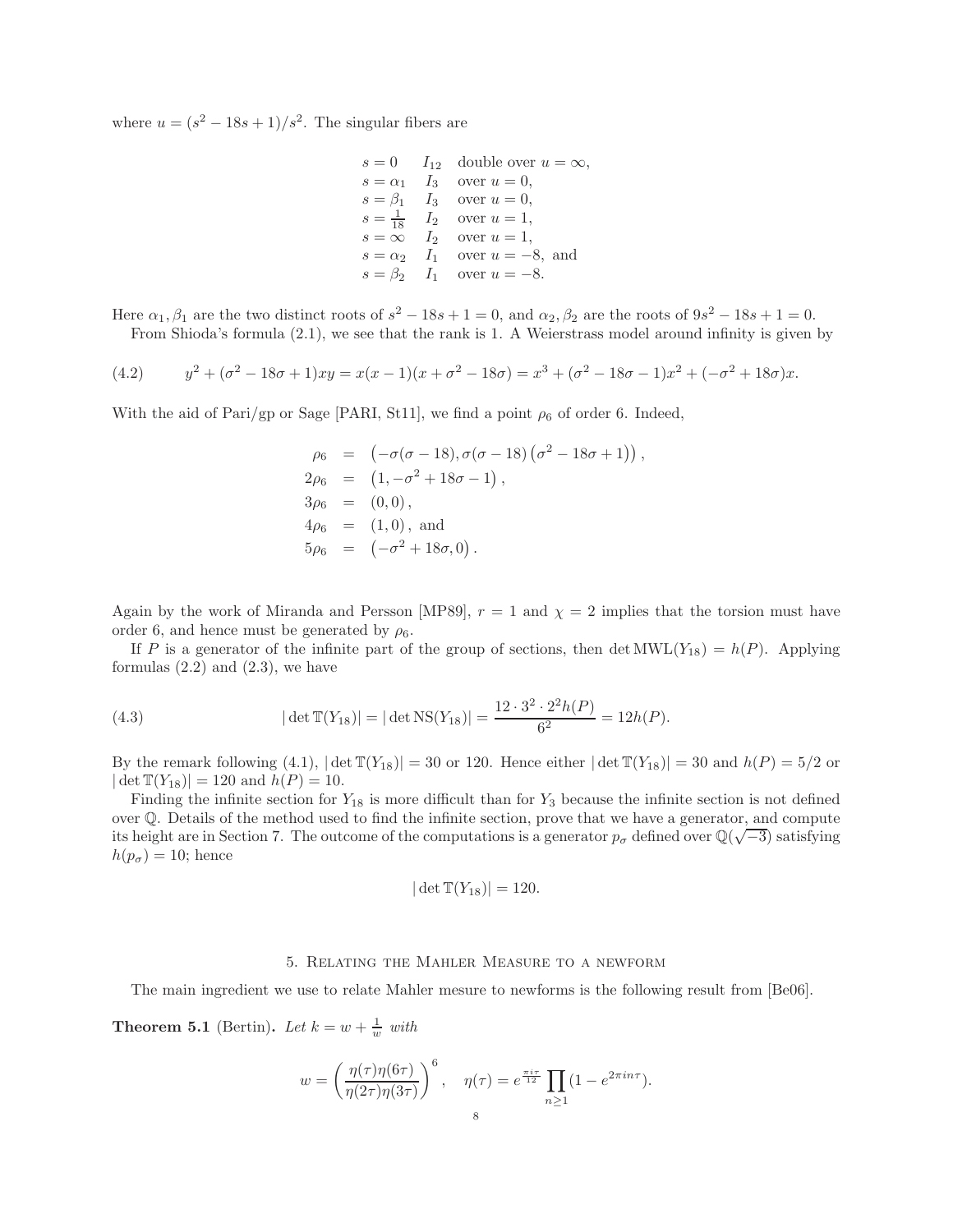where $u = (s^2 - 18s + 1)/s^2$. The singular fibers are

$$
\begin{array}{lll}
s = 0 & I_{12} & \text{double over } u = \infty, \\
s = \alpha_1 & I_3 & \text{over } u = 0, \\
s = \beta_1 & I_3 & \text{over } u = 0, \\
s = \frac{1}{18} & I_2 & \text{over } u = 1, \\
s = \infty & I_2 & \text{over } u = 1, \\
s = \alpha_2 & I_1 & \text{over } u = -8, \text{ and} \\
s = \beta_2 & I_1 & \text{over } u = -8.
\end{array}
$$

Here $\alpha_1, \beta_1$ are the two distinct roots of $s^2 - 18s + 1 = 0$, and $\alpha_2, \beta_2$ are the roots of $9s^2 - 18s + 1 = 0$.

From Shioda's formula (2.1), we see that the rank is 1. A Weierstrass model around infinity is given by

$$
(4.2) \qquad y^2 + (\sigma^2 - 18\sigma + 1)xy = x(x-1)(x + \sigma^2 - 18\sigma) = x^3 + (\sigma^2 - 18\sigma - 1)x^2 + (-\sigma^2 + 18\sigma)x.
$$

With the aid of Pari/gp or Sage [PARI, St11], we find a point $\rho_6$ of order 6. Indeed,

$$
\begin{aligned}
\rho_6 &= \left(-\sigma(\sigma - 18), \sigma(\sigma - 18)\left(\sigma^2 - 18\sigma + 1\right)\right), \\
2\rho_6 &= \left(1, -\sigma^2 + 18\sigma - 1\right), \\
3\rho_6 &= (0, 0), \\
4\rho_6 &= (1, 0), \text{ and} \\
5\rho_6 &= \left(-\sigma^2 + 18\sigma, 0\right).
\end{aligned}
$$

Again by the work of Miranda and Persson [MP89], $r = 1$ and $\chi = 2$ implies that the torsion must have order 6, and hence must be generated by $\rho_6$.

If $P$ is a generator of the infinite part of the group of sections, then $\det \mathrm{MWL}(Y_{18}) = h(P)$. Applying formulas (2.2) and (2.3), we have

$$
(4.3) \qquad |\det \mathbb{T}(Y_{18})| = |\det \mathrm{NS}(Y_{18})| = \frac{12 \cdot 3^2 \cdot 2^2 h(P)}{6^2} = 12h(P).
$$

By the remark following (4.1), $|\det \mathbb{T}(Y_{18})| = 30$ or 120. Hence either $|\det \mathbb{T}(Y_{18})| = 30$ and $h(P) = 5/2$ or $|\det \mathbb{T}(Y_{18})| = 120$ and $h(P) = 10$.

Finding the infinite section for $Y_{18}$ is more difficult than for $Y_3$ because the infinite section is not defined over $\mathbb{Q}$. Details of the method used to find the infinite section, prove that we have a generator, and compute its height are in Section 7. The outcome of the computations is a generator $p_\sigma$ defined over $\mathbb{Q}(\sqrt{-3})$ satisfying $h(p_\sigma) = 10$; hence

$$
|\det \mathbb{T}(Y_{18})| = 120.
$$

## 5. Relating the Mahler Measure to a newform

The main ingredient we use to relate Mahler mesure to newforms is the following result from [Be06].

**Theorem 5.1** (Bertin)**.** *Let $k = w + \frac{1}{w}$ with*

$$
w = \left(\frac{\eta(\tau)\eta(6\tau)}{\eta(2\tau)\eta(3\tau)}\right)^6, \quad \eta(\tau) = e^{\frac{\pi i \tau}{12}} \prod_{n \geq 1}(1 - e^{2\pi i n \tau}).
$$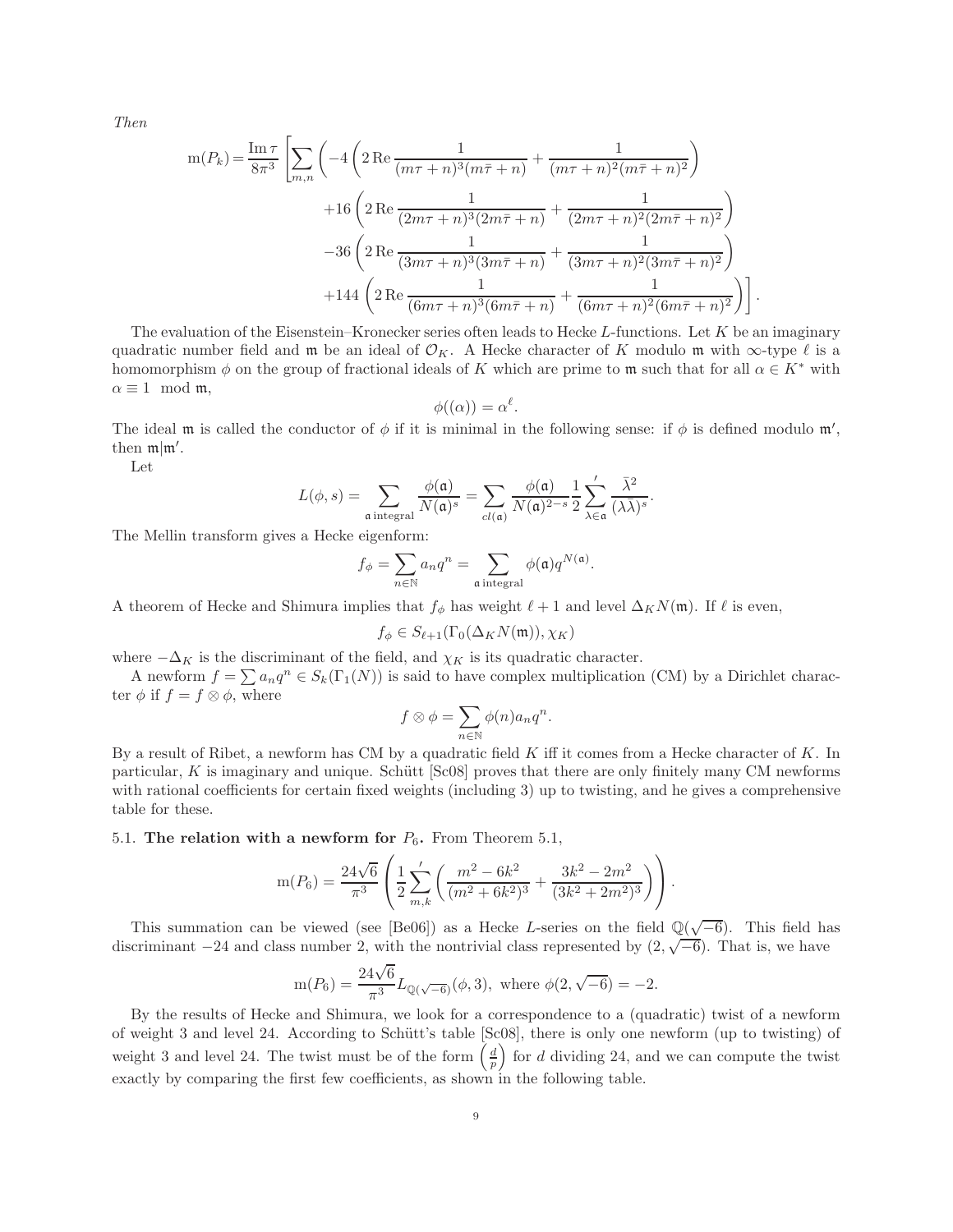*Then*

$$
\begin{aligned}
\mathrm{m}(P_k) = \frac{\operatorname{Im}\tau}{8\pi^3}\Bigg[\sum_{m,n}\Bigg(&-4\left(2\operatorname{Re}\frac{1}{(m\tau+n)^3(m\bar\tau+n)}+\frac{1}{(m\tau+n)^2(m\bar\tau+n)^2}\right)\\
&+16\left(2\operatorname{Re}\frac{1}{(2m\tau+n)^3(2m\bar\tau+n)}+\frac{1}{(2m\tau+n)^2(2m\bar\tau+n)^2}\right)\\
&-36\left(2\operatorname{Re}\frac{1}{(3m\tau+n)^3(3m\bar\tau+n)}+\frac{1}{(3m\tau+n)^2(3m\bar\tau+n)^2}\right)\\
&+144\left(2\operatorname{Re}\frac{1}{(6m\tau+n)^3(6m\bar\tau+n)}+\frac{1}{(6m\tau+n)^2(6m\bar\tau+n)^2}\right)\Bigg)\Bigg].
\end{aligned}
$$

The evaluation of the Eisenstein–Kronecker series often leads to Hecke $L$-functions. Let $K$ be an imaginary quadratic number field and $\mathfrak{m}$ be an ideal of $\mathcal{O}_K$. A Hecke character of $K$ modulo $\mathfrak{m}$ with $\infty$-type $\ell$ is a homomorphism $\phi$ on the group of fractional ideals of $K$ which are prime to $\mathfrak{m}$ such that for all $\alpha \in K^*$ with $\alpha \equiv 1 \mod \mathfrak{m}$,

$$\phi((\alpha)) = \alpha^\ell.$$

The ideal $\mathfrak{m}$ is called the conductor of $\phi$ if it is minimal in the following sense: if $\phi$ is defined modulo $\mathfrak{m}'$, then $\mathfrak{m}|\mathfrak{m}'$.

Let

$$L(\phi, s) = \sum_{\mathfrak{a}\,\text{integral}} \frac{\phi(\mathfrak{a})}{N(\mathfrak{a})^s} = \sum_{cl(\mathfrak{a})} \frac{\phi(\mathfrak{a})}{N(\mathfrak{a})^{2-s}} \frac{1}{2}\sum_{\lambda\in\mathfrak{a}}{}' \frac{\bar\lambda^2}{(\lambda\bar\lambda)^s}.$$

The Mellin transform gives a Hecke eigenform:

$$f_\phi = \sum_{n\in\mathbb{N}} a_n q^n = \sum_{\mathfrak{a}\,\text{integral}} \phi(\mathfrak{a}) q^{N(\mathfrak{a})}.$$

A theorem of Hecke and Shimura implies that $f_\phi$ has weight $\ell+1$ and level $\Delta_K N(\mathfrak{m})$. If $\ell$ is even,

$$f_\phi \in S_{\ell+1}(\Gamma_0(\Delta_K N(\mathfrak{m})), \chi_K)$$

where $-\Delta_K$ is the discriminant of the field, and $\chi_K$ is its quadratic character.

A newform $f = \sum a_n q^n \in S_k(\Gamma_1(N))$ is said to have complex multiplication (CM) by a Dirichlet character $\phi$ if $f = f \otimes \phi$, where

$$f \otimes \phi = \sum_{n\in\mathbb{N}} \phi(n) a_n q^n.$$

By a result of Ribet, a newform has CM by a quadratic field $K$ iff it comes from a Hecke character of $K$. In particular, $K$ is imaginary and unique. Schütt [Sc08] proves that there are only finitely many CM newforms with rational coefficients for certain fixed weights (including 3) up to twisting, and he gives a comprehensive table for these.

### 5.1. The relation with a newform for $P_6$.

From Theorem 5.1,

$$\mathrm{m}(P_6) = \frac{24\sqrt{6}}{\pi^3}\left(\frac{1}{2}\sum_{m,k}{}'\left(\frac{m^2-6k^2}{(m^2+6k^2)^3} + \frac{3k^2-2m^2}{(3k^2+2m^2)^3}\right)\right).$$

This summation can be viewed (see [Be06]) as a Hecke $L$-series on the field $\mathbb{Q}(\sqrt{-6})$. This field has discriminant $-24$ and class number 2, with the nontrivial class represented by $(2, \sqrt{-6})$. That is, we have

$$\mathrm{m}(P_6) = \frac{24\sqrt{6}}{\pi^3} L_{\mathbb{Q}(\sqrt{-6})}(\phi, 3), \text{ where } \phi(2, \sqrt{-6}) = -2.$$

By the results of Hecke and Shimura, we look for a correspondence to a (quadratic) twist of a newform of weight 3 and level 24. According to Schütt's table [Sc08], there is only one newform (up to twisting) of weight 3 and level 24. The twist must be of the form $\left(\frac{d}{p}\right)$ for $d$ dividing 24, and we can compute the twist exactly by comparing the first few coefficients, as shown in the following table.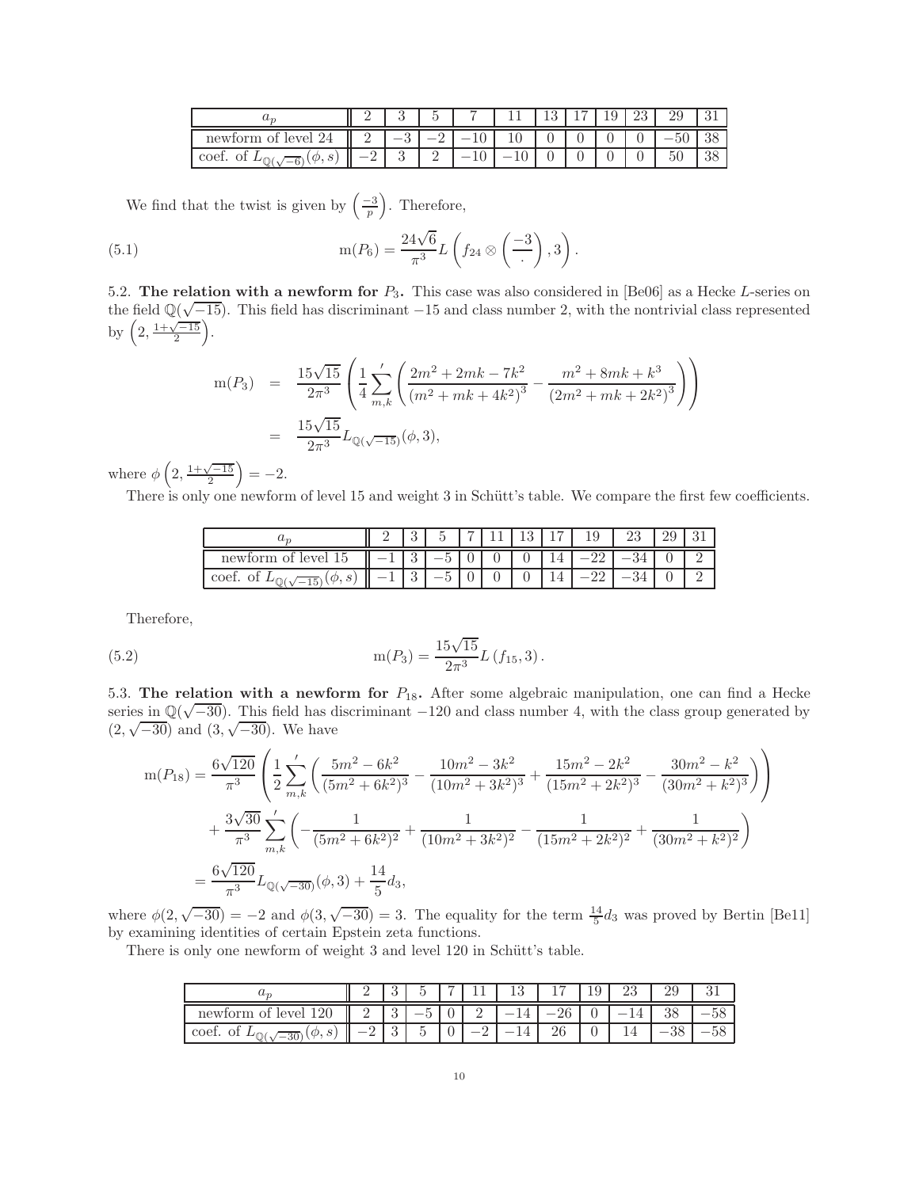| $a_p$ | 2 | 3 | 5 | 7 | 11 | 13 | 17 | 19 | 23 | 29 | 31 |
|---|---|---|---|---|---|---|---|---|---|---|---|
| newform of level 24 | 2 | $-3$ | $-2$ | $-10$ | 10 | 0 | 0 | 0 | 0 | $-50$ | 38 |
| coef. of $L_{\mathbb{Q}(\sqrt{-6})}(\phi, s)$ | $-2$ | 3 | 2 | $-10$ | $-10$ | 0 | 0 | 0 | 0 | 50 | 38 |

We find that the twist is given by $\left(\frac{-3}{p}\right)$. Therefore,

$$\mathrm{m}(P_6) = \frac{24\sqrt{6}}{\pi^3} L\left(f_{24} \otimes \left(\frac{-3}{\cdot}\right), 3\right). \tag{5.1}$$

5.2. **The relation with a newform for $P_3$.** This case was also considered in [Be06] as a Hecke $L$-series on the field $\mathbb{Q}(\sqrt{-15})$. This field has discriminant $-15$ and class number 2, with the nontrivial class represented by $\left(2, \frac{1+\sqrt{-15}}{2}\right)$.

$$\begin{aligned}
\mathrm{m}(P_3) &= \frac{15\sqrt{15}}{2\pi^3}\left(\frac{1}{4}\sum_{m,k}{}' \left(\frac{2m^2+2mk-7k^2}{(m^2+mk+4k^2)^3} - \frac{m^2+8mk+k^3}{(2m^2+mk+2k^2)^3}\right)\right)\\
&= \frac{15\sqrt{15}}{2\pi^3} L_{\mathbb{Q}(\sqrt{-15})}(\phi, 3),
\end{aligned}$$

where $\phi\left(2, \frac{1+\sqrt{-15}}{2}\right) = -2$.

There is only one newform of level 15 and weight 3 in Schütt's table. We compare the first few coefficients.

| $a_p$ | 2 | 3 | 5 | 7 | 11 | 13 | 17 | 19 | 23 | 29 | 31 |
|---|---|---|---|---|---|---|---|---|---|---|---|
| newform of level 15 | $-1$ | 3 | $-5$ | 0 | 0 | 0 | 14 | $-22$ | $-34$ | 0 | 2 |
| coef. of $L_{\mathbb{Q}(\sqrt{-15})}(\phi, s)$ | $-1$ | 3 | $-5$ | 0 | 0 | 0 | 14 | $-22$ | $-34$ | 0 | 2 |

Therefore,

$$\mathrm{m}(P_3) = \frac{15\sqrt{15}}{2\pi^3} L\left(f_{15}, 3\right). \tag{5.2}$$

5.3. **The relation with a newform for $P_{18}$.** After some algebraic manipulation, one can find a Hecke series in $\mathbb{Q}(\sqrt{-30})$. This field has discriminant $-120$ and class number 4, with the class group generated by $(2, \sqrt{-30})$ and $(3, \sqrt{-30})$. We have

$$\begin{aligned}
\mathrm{m}(P_{18}) &= \frac{6\sqrt{120}}{\pi^3}\left(\frac{1}{2}\sum_{m,k}{}' \left(\frac{5m^2-6k^2}{(5m^2+6k^2)^3} - \frac{10m^2-3k^2}{(10m^2+3k^2)^3} + \frac{15m^2-2k^2}{(15m^2+2k^2)^3} - \frac{30m^2-k^2}{(30m^2+k^2)^3}\right)\right)\\
&\quad + \frac{3\sqrt{30}}{\pi^3}\sum_{m,k}{}' \left(-\frac{1}{(5m^2+6k^2)^2} + \frac{1}{(10m^2+3k^2)^2} - \frac{1}{(15m^2+2k^2)^2} + \frac{1}{(30m^2+k^2)^2}\right)\\
&= \frac{6\sqrt{120}}{\pi^3} L_{\mathbb{Q}(\sqrt{-30})}(\phi, 3) + \frac{14}{5} d_3,
\end{aligned}$$

where $\phi(2, \sqrt{-30}) = -2$ and $\phi(3, \sqrt{-30}) = 3$. The equality for the term $\frac{14}{5}d_3$ was proved by Bertin [Be11] by examining identities of certain Epstein zeta functions.

There is only one newform of weight 3 and level 120 in Schütt's table.

| $a_p$ | 2 | 3 | 5 | 7 | 11 | 13 | 17 | 19 | 23 | 29 | 31 |
|---|---|---|---|---|---|---|---|---|---|---|---|
| newform of level 120 | 2 | 3 | $-5$ | 0 | 2 | $-14$ | $-26$ | 0 | $-14$ | 38 | $-58$ |
| coef. of $L_{\mathbb{Q}(\sqrt{-30})}(\phi, s)$ | $-2$ | 3 | 5 | 0 | $-2$ | $-14$ | 26 | 0 | 14 | $-38$ | $-58$ |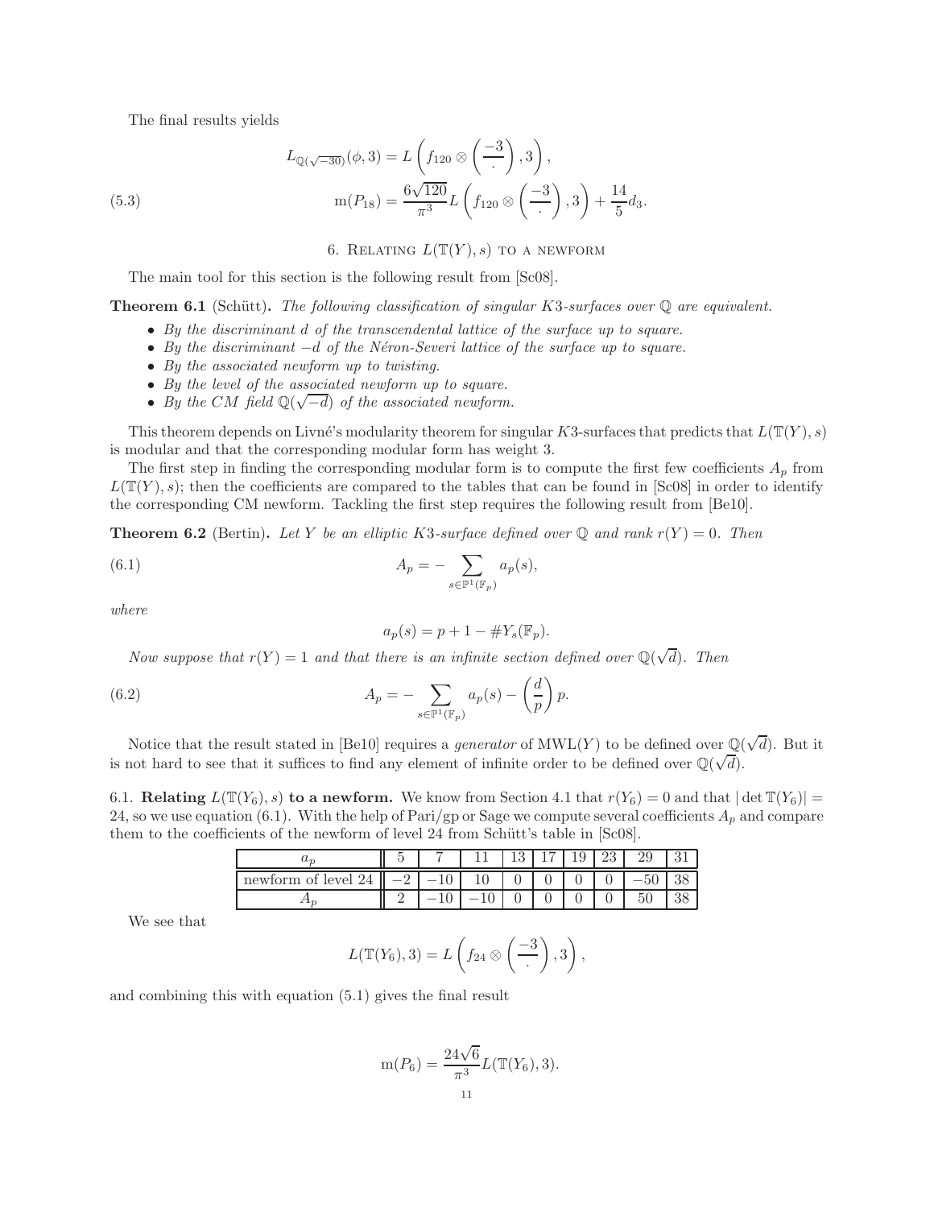The final results yields

$$
\begin{aligned}
L_{\mathbb{Q}(\sqrt{-30})}(\phi, 3) &= L\left(f_{120} \otimes \left(\frac{-3}{\cdot}\right), 3\right), \\
\mathrm{m}(P_{18}) &= \frac{6\sqrt{120}}{\pi^3} L\left(f_{120} \otimes \left(\frac{-3}{\cdot}\right), 3\right) + \frac{14}{5} d_3.
\end{aligned} \tag{5.3}
$$

## 6. Relating $L(\mathbb{T}(Y), s)$ to a newform

The main tool for this section is the following result from [Sc08].

**Theorem 6.1** (Schütt)**.** *The following classification of singular K3-surfaces over* $\mathbb{Q}$ *are equivalent.*

- *By the discriminant* $d$ *of the transcendental lattice of the surface up to square.*
- *By the discriminant* $-d$ *of the Néron-Severi lattice of the surface up to square.*
- *By the associated newform up to twisting.*
- *By the level of the associated newform up to square.*
- *By the CM field* $\mathbb{Q}(\sqrt{-d})$ *of the associated newform.*

This theorem depends on Livné's modularity theorem for singular $K3$-surfaces that predicts that $L(\mathbb{T}(Y), s)$ is modular and that the corresponding modular form has weight 3.

The first step in finding the corresponding modular form is to compute the first few coefficients $A_p$ from $L(\mathbb{T}(Y), s)$; then the coefficients are compared to the tables that can be found in [Sc08] in order to identify the corresponding CM newform. Tackling the first step requires the following result from [Be10].

**Theorem 6.2** (Bertin)**.** *Let* $Y$ *be an elliptic K3-surface defined over* $\mathbb{Q}$ *and rank* $r(Y) = 0$. *Then*

$$
A_p = -\sum_{s \in \mathbb{P}^1(\mathbb{F}_p)} a_p(s), \tag{6.1}
$$

*where*

$$
a_p(s) = p + 1 - \#Y_s(\mathbb{F}_p).
$$

*Now suppose that* $r(Y) = 1$ *and that there is an infinite section defined over* $\mathbb{Q}(\sqrt{d})$. *Then*

$$
A_p = -\sum_{s \in \mathbb{P}^1(\mathbb{F}_p)} a_p(s) - \left(\frac{d}{p}\right) p. \tag{6.2}
$$

Notice that the result stated in [Be10] requires a *generator* of $\mathrm{MWL}(Y)$ to be defined over $\mathbb{Q}(\sqrt{d})$. But it is not hard to see that it suffices to find any element of infinite order to be defined over $\mathbb{Q}(\sqrt{d})$.

**6.1. Relating $L(\mathbb{T}(Y_6), s)$ to a newform.** We know from Section 4.1 that $r(Y_6) = 0$ and that $|\det \mathbb{T}(Y_6)| = 24$, so we use equation (6.1). With the help of Pari/gp or Sage we compute several coefficients $A_p$ and compare them to the coefficients of the newform of level 24 from Schütt's table in [Sc08].

| $a_p$ | 5 | 7 | 11 | 13 | 17 | 19 | 23 | 29 | 31 |
|---|---|---|---|---|---|---|---|---|---|
| newform of level 24 | $-2$ | $-10$ | 10 | 0 | 0 | 0 | 0 | $-50$ | 38 |
| $A_p$ | 2 | $-10$ | $-10$ | 0 | 0 | 0 | 0 | 50 | 38 |

We see that

$$
L(\mathbb{T}(Y_6), 3) = L\left(f_{24} \otimes \left(\frac{-3}{\cdot}\right), 3\right),
$$

and combining this with equation (5.1) gives the final result

$$
\mathrm{m}(P_6) = \frac{24\sqrt{6}}{\pi^3} L(\mathbb{T}(Y_6), 3).
$$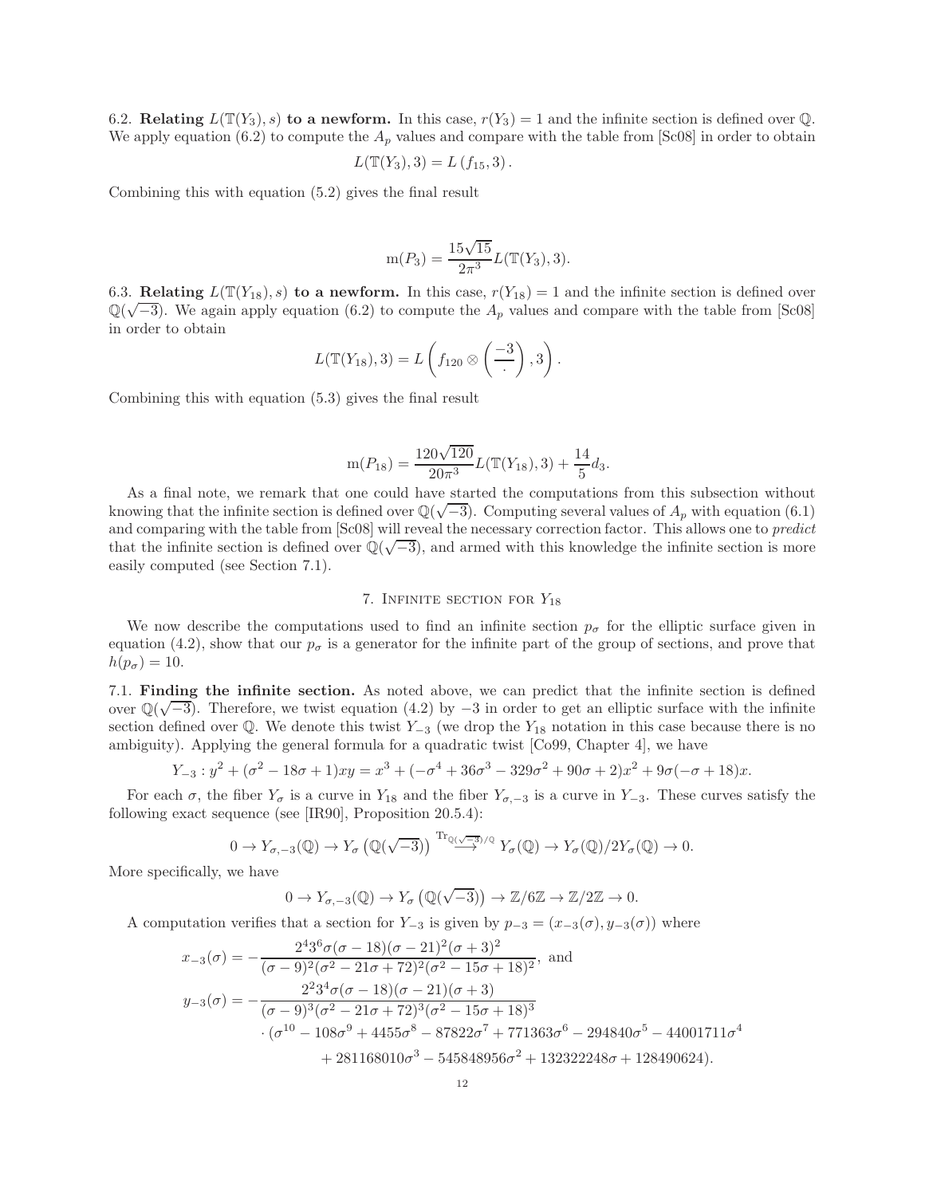6.2. **Relating $L(\mathbb{T}(Y_3), s)$ to a newform.** In this case, $r(Y_3) = 1$ and the infinite section is defined over $\mathbb{Q}$. We apply equation (6.2) to compute the $A_p$ values and compare with the table from [Sc08] in order to obtain

$$L(\mathbb{T}(Y_3), 3) = L\left(f_{15}, 3\right).$$

Combining this with equation (5.2) gives the final result

$$\mathrm{m}(P_3) = \frac{15\sqrt{15}}{2\pi^3} L(\mathbb{T}(Y_3), 3).$$

6.3. **Relating $L(\mathbb{T}(Y_{18}), s)$ to a newform.** In this case, $r(Y_{18}) = 1$ and the infinite section is defined over $\mathbb{Q}(\sqrt{-3})$. We again apply equation (6.2) to compute the $A_p$ values and compare with the table from [Sc08] in order to obtain

$$L(\mathbb{T}(Y_{18}), 3) = L\left(f_{120} \otimes \left(\frac{-3}{\cdot}\right), 3\right).$$

Combining this with equation (5.3) gives the final result

$$\mathrm{m}(P_{18}) = \frac{120\sqrt{120}}{20\pi^3} L(\mathbb{T}(Y_{18}), 3) + \frac{14}{5} d_3.$$

As a final note, we remark that one could have started the computations from this subsection without knowing that the infinite section is defined over $\mathbb{Q}(\sqrt{-3})$. Computing several values of $A_p$ with equation (6.1) and comparing with the table from [Sc08] will reveal the necessary correction factor. This allows one to *predict* that the infinite section is defined over $\mathbb{Q}(\sqrt{-3})$, and armed with this knowledge the infinite section is more easily computed (see Section 7.1).

## 7. Infinite section for $Y_{18}$

We now describe the computations used to find an infinite section $p_\sigma$ for the elliptic surface given in equation (4.2), show that our $p_\sigma$ is a generator for the infinite part of the group of sections, and prove that $h(p_\sigma) = 10$.

7.1. **Finding the infinite section.** As noted above, we can predict that the infinite section is defined over $\mathbb{Q}(\sqrt{-3})$. Therefore, we twist equation (4.2) by $-3$ in order to get an elliptic surface with the infinite section defined over $\mathbb{Q}$. We denote this twist $Y_{-3}$ (we drop the $Y_{18}$ notation in this case because there is no ambiguity). Applying the general formula for a quadratic twist [Co99, Chapter 4], we have

$$Y_{-3} : y^2 + (\sigma^2 - 18\sigma + 1)xy = x^3 + (-\sigma^4 + 36\sigma^3 - 329\sigma^2 + 90\sigma + 2)x^2 + 9\sigma(-\sigma + 18)x.$$

For each $\sigma$, the fiber $Y_\sigma$ is a curve in $Y_{18}$ and the fiber $Y_{\sigma,-3}$ is a curve in $Y_{-3}$. These curves satisfy the following exact sequence (see [IR90], Proposition 20.5.4):

$$0 \to Y_{\sigma,-3}(\mathbb{Q}) \to Y_\sigma\left(\mathbb{Q}(\sqrt{-3})\right) \overset{\mathrm{Tr}_{\mathbb{Q}(\sqrt{-3})/\mathbb{Q}}}{\longrightarrow} Y_\sigma(\mathbb{Q}) \to Y_\sigma(\mathbb{Q})/2Y_\sigma(\mathbb{Q}) \to 0.$$

More specifically, we have

$$0 \to Y_{\sigma,-3}(\mathbb{Q}) \to Y_\sigma\left(\mathbb{Q}(\sqrt{-3})\right) \to \mathbb{Z}/6\mathbb{Z} \to \mathbb{Z}/2\mathbb{Z} \to 0.$$

A computation verifies that a section for $Y_{-3}$ is given by $p_{-3} = (x_{-3}(\sigma), y_{-3}(\sigma))$ where

$$\begin{aligned}
x_{-3}(\sigma) &= -\frac{2^4 3^6 \sigma(\sigma - 18)(\sigma - 21)^2(\sigma + 3)^2}{(\sigma - 9)^2(\sigma^2 - 21\sigma + 72)^2(\sigma^2 - 15\sigma + 18)^2}, \text{ and} \\
y_{-3}(\sigma) &= -\frac{2^2 3^4 \sigma(\sigma - 18)(\sigma - 21)(\sigma + 3)}{(\sigma - 9)^3(\sigma^2 - 21\sigma + 72)^3(\sigma^2 - 15\sigma + 18)^3} \\
&\quad \cdot (\sigma^{10} - 108\sigma^9 + 4455\sigma^8 - 87822\sigma^7 + 771363\sigma^6 - 294840\sigma^5 - 44001711\sigma^4 \\
&\qquad + 281168010\sigma^3 - 545848956\sigma^2 + 132322248\sigma + 128490624).
\end{aligned}$$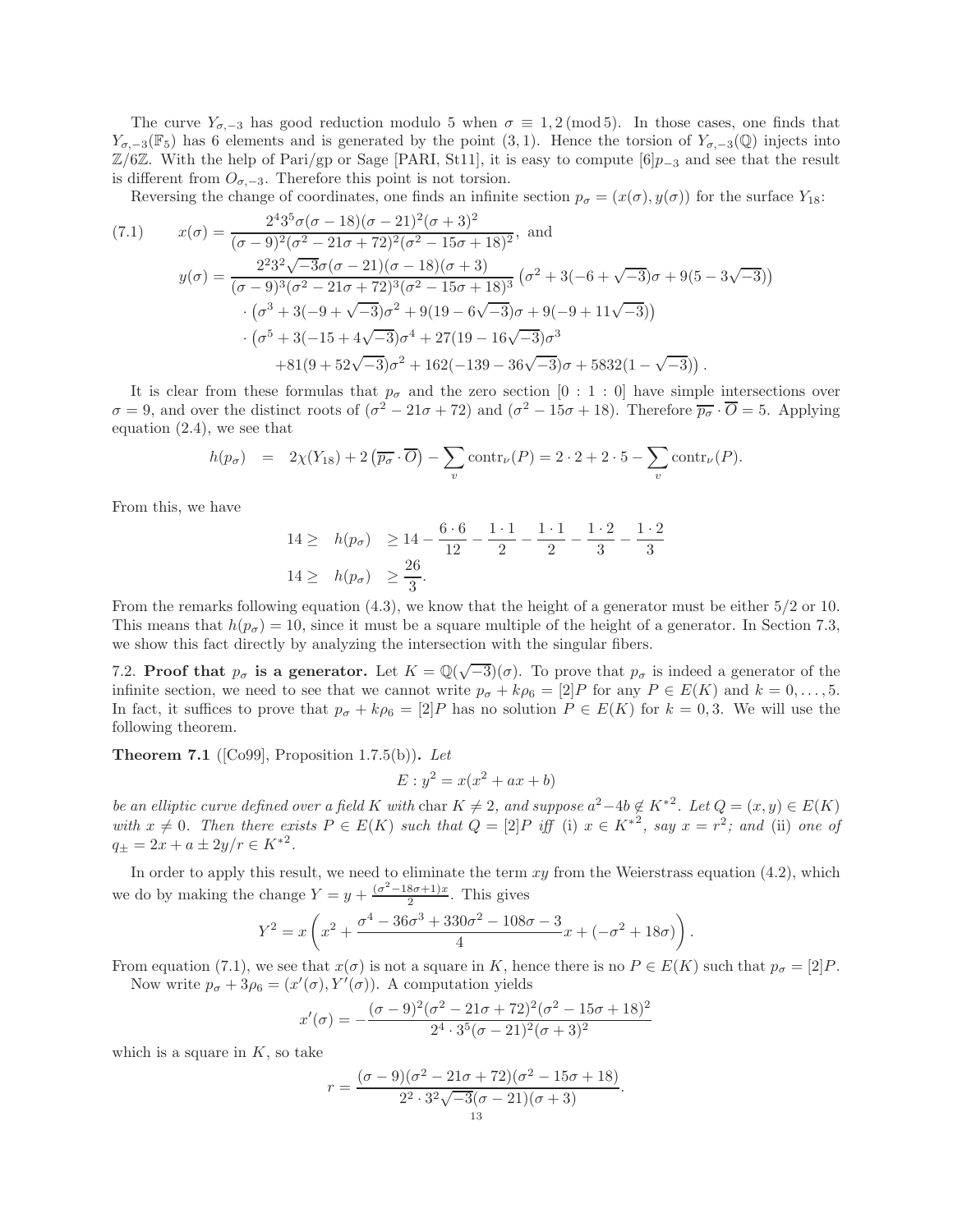The curve $Y_{\sigma,-3}$ has good reduction modulo 5 when $\sigma \equiv 1, 2 \pmod 5$. In those cases, one finds that $Y_{\sigma,-3}(\mathbb{F}_5)$ has 6 elements and is generated by the point $(3, 1)$. Hence the torsion of $Y_{\sigma,-3}(\mathbb{Q})$ injects into $\mathbb{Z}/6\mathbb{Z}$. With the help of Pari/gp or Sage [PARI, St11], it is easy to compute $[6]p_{-3}$ and see that the result is different from $O_{\sigma,-3}$. Therefore this point is not torsion.

Reversing the change of coordinates, one finds an infinite section $p_\sigma = (x(\sigma), y(\sigma))$ for the surface $Y_{18}$:

$$
\begin{aligned}
(7.1) \qquad x(\sigma) &= \frac{2^4 3^5 \sigma(\sigma-18)(\sigma-21)^2(\sigma+3)^2}{(\sigma-9)^2(\sigma^2-21\sigma+72)^2(\sigma^2-15\sigma+18)^2}, \text{ and} \\
y(\sigma) &= \frac{2^2 3^2 \sqrt{-3}\sigma(\sigma-21)(\sigma-18)(\sigma+3)}{(\sigma-9)^3(\sigma^2-21\sigma+72)^3(\sigma^2-15\sigma+18)^3} \left(\sigma^2 + 3(-6+\sqrt{-3})\sigma + 9(5-3\sqrt{-3})\right) \\
&\quad \cdot \left(\sigma^3 + 3(-9+\sqrt{-3})\sigma^2 + 9(19-6\sqrt{-3})\sigma + 9(-9+11\sqrt{-3})\right) \\
&\quad \cdot \left(\sigma^5 + 3(-15+4\sqrt{-3})\sigma^4 + 27(19-16\sqrt{-3})\sigma^3 \right. \\
&\qquad \left. + 81(9+52\sqrt{-3})\sigma^2 + 162(-139-36\sqrt{-3})\sigma + 5832(1-\sqrt{-3})\right).
\end{aligned}
$$

It is clear from these formulas that $p_\sigma$ and the zero section $[0:1:0]$ have simple intersections over $\sigma = 9$, and over the distinct roots of $(\sigma^2 - 21\sigma + 72)$ and $(\sigma^2 - 15\sigma + 18)$. Therefore $\overline{p_\sigma} \cdot \overline{O} = 5$. Applying equation (2.4), we see that

$$
h(p_\sigma) \;=\; 2\chi(Y_{18}) + 2\left(\overline{p_\sigma} \cdot \overline{O}\right) - \sum_v \mathrm{contr}_\nu(P) = 2 \cdot 2 + 2 \cdot 5 - \sum_v \mathrm{contr}_\nu(P).
$$

From this, we have

$$
\begin{aligned}
14 \geq \quad h(p_\sigma) \quad &\geq 14 - \frac{6 \cdot 6}{12} - \frac{1 \cdot 1}{2} - \frac{1 \cdot 1}{2} - \frac{1 \cdot 2}{3} - \frac{1 \cdot 2}{3} \\
14 \geq \quad h(p_\sigma) \quad &\geq \frac{26}{3}.
\end{aligned}
$$

From the remarks following equation (4.3), we know that the height of a generator must be either $5/2$ or $10$. This means that $h(p_\sigma) = 10$, since it must be a square multiple of the height of a generator. In Section 7.3, we show this fact directly by analyzing the intersection with the singular fibers.

## 7.2. Proof that $p_\sigma$ is a generator.

Let $K = \mathbb{Q}(\sqrt{-3})(\sigma)$. To prove that $p_\sigma$ is indeed a generator of the infinite section, we need to see that we cannot write $p_\sigma + k\rho_6 = [2]P$ for any $P \in E(K)$ and $k = 0, \ldots, 5$. In fact, it suffices to prove that $p_\sigma + k\rho_6 = [2]P$ has no solution $P \in E(K)$ for $k = 0, 3$. We will use the following theorem.

**Theorem 7.1** ([Co99], Proposition 1.7.5(b))**.** *Let*

$$
E : y^2 = x(x^2 + ax + b)
$$

*be an elliptic curve defined over a field $K$ with* char $K \neq 2$*, and suppose $a^2 - 4b \notin K^{*2}$. Let $Q = (x, y) \in E(K)$ with $x \neq 0$. Then there exists $P \in E(K)$ such that $Q = [2]P$ iff* (i) *$x \in K^{*2}$, say $x = r^2$; and* (ii) *one of $q_\pm = 2x + a \pm 2y/r \in K^{*2}$.*

In order to apply this result, we need to eliminate the term $xy$ from the Weierstrass equation (4.2), which we do by making the change $Y = y + \frac{(\sigma^2 - 18\sigma + 1)x}{2}$. This gives

$$
Y^2 = x\left(x^2 + \frac{\sigma^4 - 36\sigma^3 + 330\sigma^2 - 108\sigma - 3}{4}x + (-\sigma^2 + 18\sigma)\right).
$$

From equation (7.1), we see that $x(\sigma)$ is not a square in $K$, hence there is no $P \in E(K)$ such that $p_\sigma = [2]P$.

Now write $p_\sigma + 3\rho_6 = (x'(\sigma), Y'(\sigma))$. A computation yields

$$
x'(\sigma) = -\frac{(\sigma-9)^2(\sigma^2-21\sigma+72)^2(\sigma^2-15\sigma+18)^2}{2^4 \cdot 3^5 (\sigma-21)^2(\sigma+3)^2}
$$

which is a square in $K$, so take

$$
r = \frac{(\sigma-9)(\sigma^2-21\sigma+72)(\sigma^2-15\sigma+18)}{2^2 \cdot 3^2 \sqrt{-3}(\sigma-21)(\sigma+3)}.
$$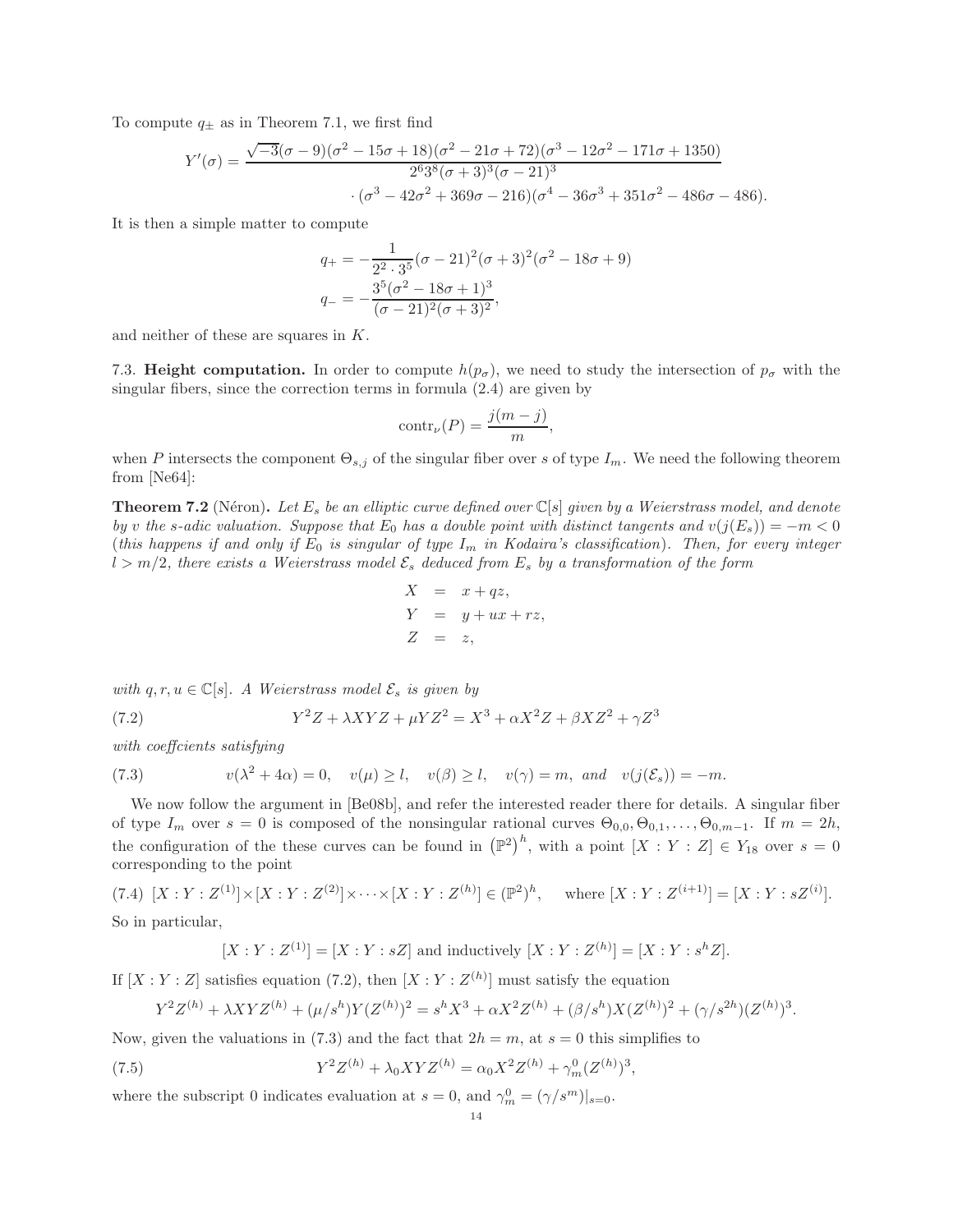To compute $q_\pm$ as in Theorem 7.1, we first find

$$Y'(\sigma) = \frac{\sqrt{-3}(\sigma-9)(\sigma^2-15\sigma+18)(\sigma^2-21\sigma+72)(\sigma^3-12\sigma^2-171\sigma+1350)}{2^6 3^8(\sigma+3)^3(\sigma-21)^3} \cdot (\sigma^3-42\sigma^2+369\sigma-216)(\sigma^4-36\sigma^3+351\sigma^2-486\sigma-486).$$

It is then a simple matter to compute

$$q_+ = -\frac{1}{2^2\cdot 3^5}(\sigma-21)^2(\sigma+3)^2(\sigma^2-18\sigma+9)$$
$$q_- = -\frac{3^5(\sigma^2-18\sigma+1)^3}{(\sigma-21)^2(\sigma+3)^2},$$

and neither of these are squares in $K$.

7.3. **Height computation.** In order to compute $h(p_\sigma)$, we need to study the intersection of $p_\sigma$ with the singular fibers, since the correction terms in formula (2.4) are given by

$$\mathrm{contr}_\nu(P) = \frac{j(m-j)}{m},$$

when $P$ intersects the component $\Theta_{s,j}$ of the singular fiber over $s$ of type $I_m$. We need the following theorem from [Ne64]:

**Theorem 7.2** (Néron)**.** *Let $E_s$ be an elliptic curve defined over $\mathbb{C}[s]$ given by a Weierstrass model, and denote by $v$ the $s$-adic valuation. Suppose that $E_0$ has a double point with distinct tangents and $v(j(E_s)) = -m < 0$ (this happens if and only if $E_0$ is singular of type $I_m$ in Kodaira's classification). Then, for every integer $l > m/2$, there exists a Weierstrass model $\mathcal{E}_s$ deduced from $E_s$ by a transformation of the form*

$$\begin{aligned} X &= x + qz, \\ Y &= y + ux + rz, \\ Z &= z, \end{aligned}$$

*with $q, r, u \in \mathbb{C}[s]$. A Weierstrass model $\mathcal{E}_s$ is given by*

$$Y^2Z + \lambda XYZ + \mu YZ^2 = X^3 + \alpha X^2 Z + \beta XZ^2 + \gamma Z^3 \tag{7.2}$$

*with coeffcients satisfying*

$$v(\lambda^2+4\alpha) = 0, \quad v(\mu)\geq l, \quad v(\beta)\geq l, \quad v(\gamma) = m, \text{ and } \quad v(j(\mathcal{E}_s)) = -m. \tag{7.3}$$

We now follow the argument in [Be08b], and refer the interested reader there for details. A singular fiber of type $I_m$ over $s = 0$ is composed of the nonsingular rational curves $\Theta_{0,0}, \Theta_{0,1}, \ldots, \Theta_{0,m-1}$. If $m = 2h$, the configuration of the these curves can be found in $\left(\mathbb{P}^2\right)^h$, with a point $[X : Y : Z] \in Y_{18}$ over $s = 0$ corresponding to the point

$$[X : Y : Z^{(1)}]\times[X : Y : Z^{(2)}]\times\cdots\times[X : Y : Z^{(h)}] \in (\mathbb{P}^2)^h, \quad \text{ where } [X : Y : Z^{(i+1)}] = [X : Y : sZ^{(i)}]. \tag{7.4}$$

So in particular,

$$[X : Y : Z^{(1)}] = [X : Y : sZ] \text{ and inductively } [X : Y : Z^{(h)}] = [X : Y : s^hZ].$$

If $[X : Y : Z]$ satisfies equation (7.2), then $[X : Y : Z^{(h)}]$ must satisfy the equation

$$Y^2Z^{(h)} + \lambda XYZ^{(h)} + (\mu/s^h)Y(Z^{(h)})^2 = s^hX^3 + \alpha X^2Z^{(h)} + (\beta/s^h)X(Z^{(h)})^2 + (\gamma/s^{2h})(Z^{(h)})^3.$$

Now, given the valuations in (7.3) and the fact that $2h = m$, at $s = 0$ this simplifies to

$$Y^2Z^{(h)} + \lambda_0 XYZ^{(h)} = \alpha_0 X^2Z^{(h)} + \gamma^0_m(Z^{(h)})^3, \tag{7.5}$$

where the subscript 0 indicates evaluation at $s = 0$, and $\gamma^0_m = (\gamma/s^m)|_{s=0}$.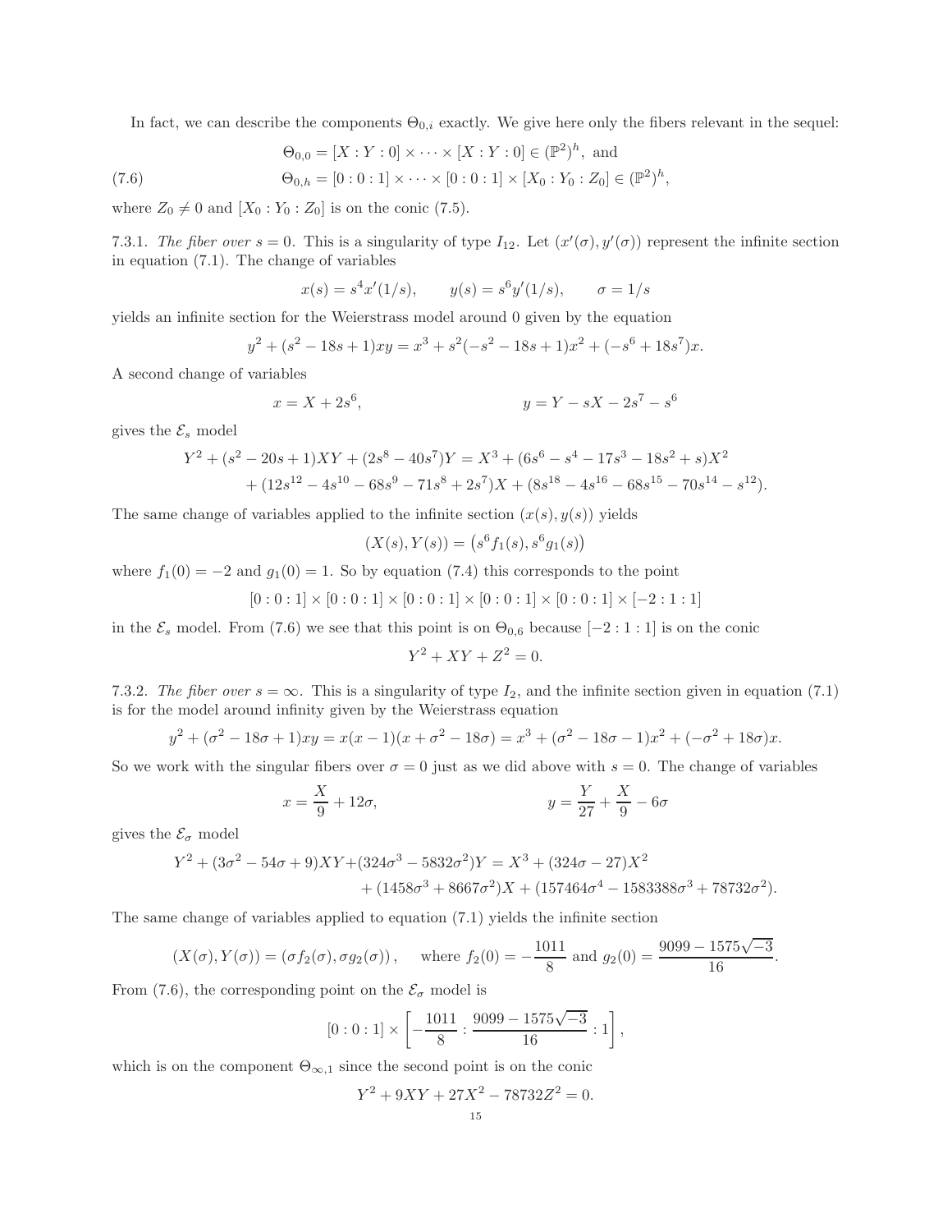In fact, we can describe the components $\Theta_{0,i}$ exactly. We give here only the fibers relevant in the sequel:

$$
\begin{aligned}
&\Theta_{0,0} = [X:Y:0] \times \cdots \times [X:Y:0] \in (\mathbb{P}^2)^h, \text{ and} \\
&\Theta_{0,h} = [0:0:1] \times \cdots \times [0:0:1] \times [X_0:Y_0:Z_0] \in (\mathbb{P}^2)^h,
\end{aligned}
\tag{7.6}
$$

where $Z_0 \neq 0$ and $[X_0 : Y_0 : Z_0]$ is on the conic (7.5).

7.3.1. *The fiber over $s = 0$.* This is a singularity of type $I_{12}$. Let $(x'(\sigma), y'(\sigma))$ represent the infinite section in equation (7.1). The change of variables

$$
x(s) = s^4 x'(1/s), \qquad y(s) = s^6 y'(1/s), \qquad \sigma = 1/s
$$

yields an infinite section for the Weierstrass model around 0 given by the equation

$$
y^2 + (s^2 - 18s + 1)xy = x^3 + s^2(-s^2 - 18s + 1)x^2 + (-s^6 + 18s^7)x.
$$

A second change of variables

$$
x = X + 2s^6, \qquad\qquad y = Y - sX - 2s^7 - s^6
$$

gives the $\mathcal{E}_s$ model

$$
\begin{aligned}
Y^2 + (s^2 - 20s + 1)XY + (2s^8 - 40s^7)Y &= X^3 + (6s^6 - s^4 - 17s^3 - 18s^2 + s)X^2 \\
&\quad + (12s^{12} - 4s^{10} - 68s^9 - 71s^8 + 2s^7)X + (8s^{18} - 4s^{16} - 68s^{15} - 70s^{14} - s^{12}).
\end{aligned}
$$

The same change of variables applied to the infinite section $(x(s), y(s))$ yields

$$
(X(s), Y(s)) = \left(s^6 f_1(s), s^6 g_1(s)\right)
$$

where $f_1(0) = -2$ and $g_1(0) = 1$. So by equation (7.4) this corresponds to the point

$$
[0:0:1] \times [0:0:1] \times [0:0:1] \times [0:0:1] \times [0:0:1] \times [-2:1:1]
$$

in the $\mathcal{E}_s$ model. From (7.6) we see that this point is on $\Theta_{0,6}$ because $[-2:1:1]$ is on the conic

$$
Y^2 + XY + Z^2 = 0.
$$

7.3.2. *The fiber over $s = \infty$.* This is a singularity of type $I_2$, and the infinite section given in equation (7.1) is for the model around infinity given by the Weierstrass equation

$$
y^2 + (\sigma^2 - 18\sigma + 1)xy = x(x-1)(x + \sigma^2 - 18\sigma) = x^3 + (\sigma^2 - 18\sigma - 1)x^2 + (-\sigma^2 + 18\sigma)x.
$$

So we work with the singular fibers over $\sigma = 0$ just as we did above with $s = 0$. The change of variables

$$
x = \frac{X}{9} + 12\sigma, \qquad\qquad y = \frac{Y}{27} + \frac{X}{9} - 6\sigma
$$

gives the $\mathcal{E}_\sigma$ model

$$
\begin{aligned}
Y^2 + (3\sigma^2 - 54\sigma + 9)XY + (324\sigma^3 - 5832\sigma^2)Y &= X^3 + (324\sigma - 27)X^2 \\
&\quad + (1458\sigma^3 + 8667\sigma^2)X + (157464\sigma^4 - 1583388\sigma^3 + 78732\sigma^2).
\end{aligned}
$$

The same change of variables applied to equation (7.1) yields the infinite section

$$
(X(\sigma), Y(\sigma)) = (\sigma f_2(\sigma), \sigma g_2(\sigma)), \quad \text{ where } f_2(0) = -\frac{1011}{8} \text{ and } g_2(0) = \frac{9099 - 1575\sqrt{-3}}{16}.
$$

From (7.6), the corresponding point on the $\mathcal{E}_\sigma$ model is

$$
[0:0:1] \times \left[-\frac{1011}{8} : \frac{9099 - 1575\sqrt{-3}}{16} : 1\right],
$$

which is on the component $\Theta_{\infty,1}$ since the second point is on the conic

$$
Y^2 + 9XY + 27X^2 - 78732Z^2 = 0.
$$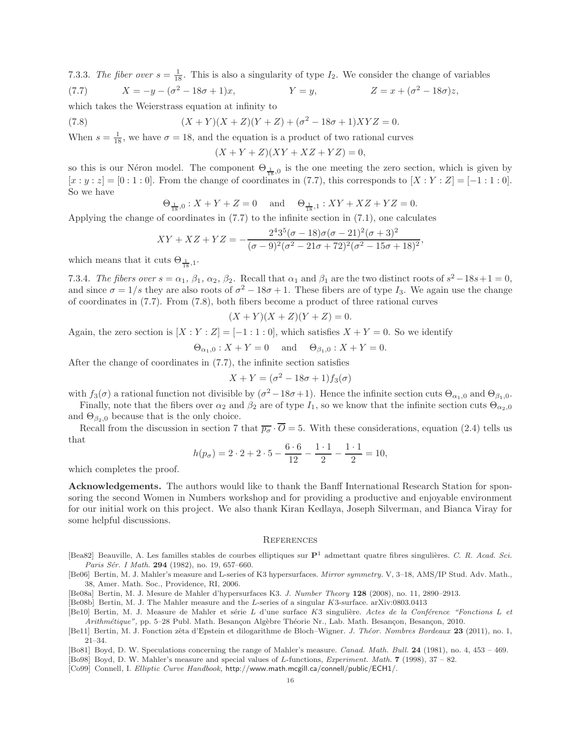7.3.3. *The fiber over $s = \frac{1}{18}$.* This is also a singularity of type $I_2$. We consider the change of variables

$$X = -y - (\sigma^2 - 18\sigma + 1)x, \qquad Y = y, \qquad Z = x + (\sigma^2 - 18\sigma)z, \tag{7.7}$$

which takes the Weierstrass equation at infinity to

$$(X+Y)(X+Z)(Y+Z) + (\sigma^2 - 18\sigma + 1)XYZ = 0. \tag{7.8}$$

When $s = \frac{1}{18}$, we have $\sigma = 18$, and the equation is a product of two rational curves

$$(X+Y+Z)(XY+XZ+YZ) = 0,$$

so this is our Néron model. The component $\Theta_{\frac{1}{18},0}$ is the one meeting the zero section, which is given by $[x:y:z] = [0:1:0]$. From the change of coordinates in (7.7), this corresponds to $[X:Y:Z] = [-1:1:0]$. So we have

$$\Theta_{\frac{1}{18},0} : X+Y+Z = 0 \quad \text{and} \quad \Theta_{\frac{1}{18},1} : XY+XZ+YZ = 0.$$

Applying the change of coordinates in (7.7) to the infinite section in (7.1), one calculates

$$XY + XZ + YZ = -\frac{2^4 3^5 (\sigma - 18)\sigma(\sigma - 21)^2(\sigma+3)^2}{(\sigma-9)^2(\sigma^2 - 21\sigma + 72)^2(\sigma^2 - 15\sigma + 18)^2},$$

which means that it cuts $\Theta_{\frac{1}{18},1}$.

7.3.4. *The fibers over $s = \alpha_1, \beta_1, \alpha_2, \beta_2$.* Recall that $\alpha_1$ and $\beta_1$ are the two distinct roots of $s^2 - 18s + 1 = 0$, and since $\sigma = 1/s$ they are also roots of $\sigma^2 - 18\sigma + 1$. These fibers are of type $I_3$. We again use the change of coordinates in (7.7). From (7.8), both fibers become a product of three rational curves

$$(X+Y)(X+Z)(Y+Z) = 0.$$

Again, the zero section is $[X:Y:Z] = [-1:1:0]$, which satisfies $X+Y = 0$. So we identify

$$\Theta_{\alpha_1,0} : X+Y = 0 \quad \text{and} \quad \Theta_{\beta_1,0} : X+Y = 0.$$

After the change of coordinates in (7.7), the infinite section satisfies

$$X + Y = (\sigma^2 - 18\sigma + 1)f_3(\sigma)$$

with $f_3(\sigma)$ a rational function not divisible by $(\sigma^2 - 18\sigma + 1)$. Hence the infinite section cuts $\Theta_{\alpha_1,0}$ and $\Theta_{\beta_1,0}$.

Finally, note that the fibers over $\alpha_2$ and $\beta_2$ are of type $I_1$, so we know that the infinite section cuts $\Theta_{\alpha_2,0}$ and $\Theta_{\beta_2,0}$ because that is the only choice.

Recall from the discussion in section 7 that $\overline{p_\sigma} \cdot \overline{O} = 5$. With these considerations, equation (2.4) tells us that

$$h(p_\sigma) = 2 \cdot 2 + 2 \cdot 5 - \frac{6 \cdot 6}{12} - \frac{1 \cdot 1}{2} - \frac{1 \cdot 1}{2} = 10,$$

which completes the proof.

**Acknowledgements.** The authors would like to thank the Banff International Research Station for sponsoring the second Women in Numbers workshop and for providing a productive and enjoyable environment for our initial work on this project. We also thank Kiran Kedlaya, Joseph Silverman, and Bianca Viray for some helpful discussions.

## References

[Bea82] Beauville, A. Les familles stables de courbes elliptiques sur $\mathbf{P}^1$ admettant quatre fibres singulières. *C. R. Acad. Sci. Paris Sér. I Math.* **294** (1982), no. 19, 657–660.

[Be06] Bertin, M. J. Mahler's measure and L-series of K3 hypersurfaces. *Mirror symmetry.* V, 3–18, AMS/IP Stud. Adv. Math., 38, Amer. Math. Soc., Providence, RI, 2006.

[Be08a] Bertin, M. J. Mesure de Mahler d'hypersurfaces K3. *J. Number Theory* **128** (2008), no. 11, 2890–2913.

[Be08b] Bertin, M. J. The Mahler measure and the $L$-series of a singular $K3$-surface. arXiv:0803.0413

[Be10] Bertin, M. J. Measure de Mahler et série $L$ d'une surface K3 singulière. *Actes de la Conférence "Fonctions L et Arithmétique"*, pp. 5–28 Publ. Math. Besançon Algèbre Théorie Nr., Lab. Math. Besançon, Besançon, 2010.

[Be11] Bertin, M. J. Fonction zêta d'Epstein et dilogarithme de Bloch–Wigner. *J. Théor. Nombres Bordeaux* **23** (2011), no. 1, 21–34.

[Bo81] Boyd, D. W. Speculations concerning the range of Mahler's measure. *Canad. Math. Bull.* **24** (1981), no. 4, 453 – 469.

[Bo98] Boyd, D. W. Mahler's measure and special values of L-functions, *Experiment. Math.* **7** (1998), 37 – 82.

[Co99] Connell, I. *Elliptic Curve Handbook*, http://www.math.mcgill.ca/connell/public/ECH1/.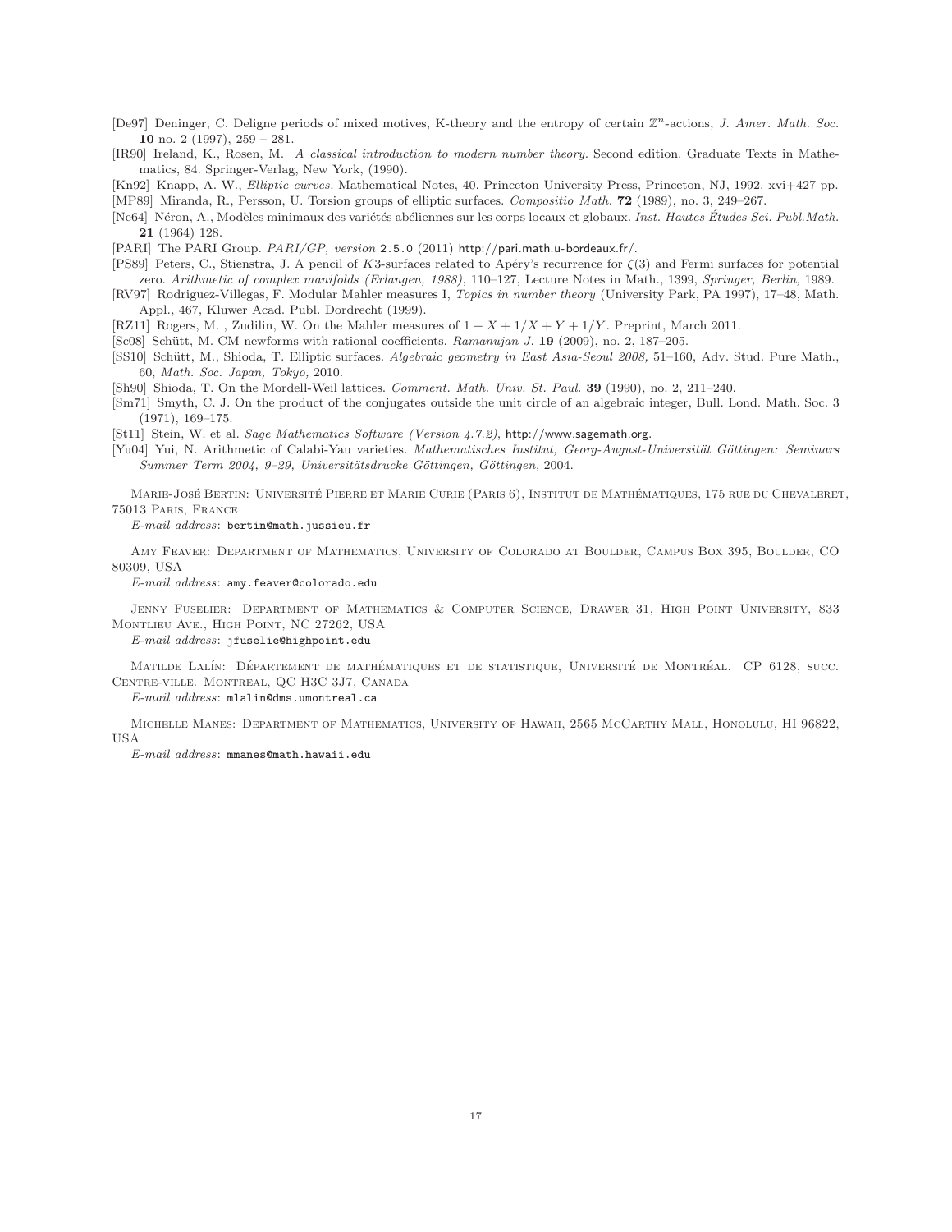[De97] Deninger, C. Deligne periods of mixed motives, K-theory and the entropy of certain $\mathbb{Z}^n$-actions, *J. Amer. Math. Soc.* **10** no. 2 (1997), 259 – 281.

[IR90] Ireland, K., Rosen, M. *A classical introduction to modern number theory.* Second edition. Graduate Texts in Mathematics, 84. Springer-Verlag, New York, (1990).

[Kn92] Knapp, A. W., *Elliptic curves.* Mathematical Notes, 40. Princeton University Press, Princeton, NJ, 1992. xvi+427 pp.

[MP89] Miranda, R., Persson, U. Torsion groups of elliptic surfaces. *Compositio Math.* **72** (1989), no. 3, 249–267.

[Ne64] Néron, A., Modèles minimaux des variétés abéliennes sur les corps locaux et globaux. *Inst. Hautes Études Sci. Publ.Math.* **21** (1964) 128.

[PARI] The PARI Group. *PARI/GP, version* 2.5.0 (2011) http://pari.math.u-bordeaux.fr/.

[PS89] Peters, C., Stienstra, J. A pencil of $K3$-surfaces related to Apéry's recurrence for $\zeta(3)$ and Fermi surfaces for potential zero. *Arithmetic of complex manifolds (Erlangen, 1988)*, 110–127, Lecture Notes in Math., 1399, *Springer, Berlin,* 1989.

[RV97] Rodriguez-Villegas, F. Modular Mahler measures I, *Topics in number theory* (University Park, PA 1997), 17–48, Math. Appl., 467, Kluwer Acad. Publ. Dordrecht (1999).

[RZ11] Rogers, M. , Zudilin, W. On the Mahler measures of $1 + X + 1/X + Y + 1/Y$. Preprint, March 2011.

[Sc08] Schütt, M. CM newforms with rational coefficients. *Ramanujan J.* **19** (2009), no. 2, 187–205.

[SS10] Schütt, M., Shioda, T. Elliptic surfaces. *Algebraic geometry in East Asia-Seoul 2008,* 51–160, Adv. Stud. Pure Math., 60, *Math. Soc. Japan, Tokyo,* 2010.

[Sh90] Shioda, T. On the Mordell-Weil lattices. *Comment. Math. Univ. St. Paul.* **39** (1990), no. 2, 211–240.

[Sm71] Smyth, C. J. On the product of the conjugates outside the unit circle of an algebraic integer, Bull. Lond. Math. Soc. 3 (1971), 169–175.

[St11] Stein, W. et al. *Sage Mathematics Software (Version 4.7.2)*, http://www.sagemath.org.

[Yu04] Yui, N. Arithmetic of Calabi-Yau varieties. *Mathematisches Institut, Georg-August-Universität Göttingen: Seminars Summer Term 2004, 9–29, Universitätsdrucke Göttingen, Göttingen,* 2004.

Marie-José Bertin: Université Pierre et Marie Curie (Paris 6), Institut de Mathématiques, 175 rue du Chevaleret, 75013 Paris, France

*E-mail address*: bertin@math.jussieu.fr

Amy Feaver: Department of Mathematics, University of Colorado at Boulder, Campus Box 395, Boulder, CO 80309, USA

*E-mail address*: amy.feaver@colorado.edu

Jenny Fuselier: Department of Mathematics & Computer Science, Drawer 31, High Point University, 833 Montlieu Ave., High Point, NC 27262, USA

*E-mail address*: jfuselie@highpoint.edu

Matilde Lalín: Département de mathématiques et de statistique, Université de Montréal. CP 6128, succ. Centre-ville. Montreal, QC H3C 3J7, Canada

*E-mail address*: mlalin@dms.umontreal.ca

Michelle Manes: Department of Mathematics, University of Hawaii, 2565 McCarthy Mall, Honolulu, HI 96822, USA

*E-mail address*: mmanes@math.hawaii.edu